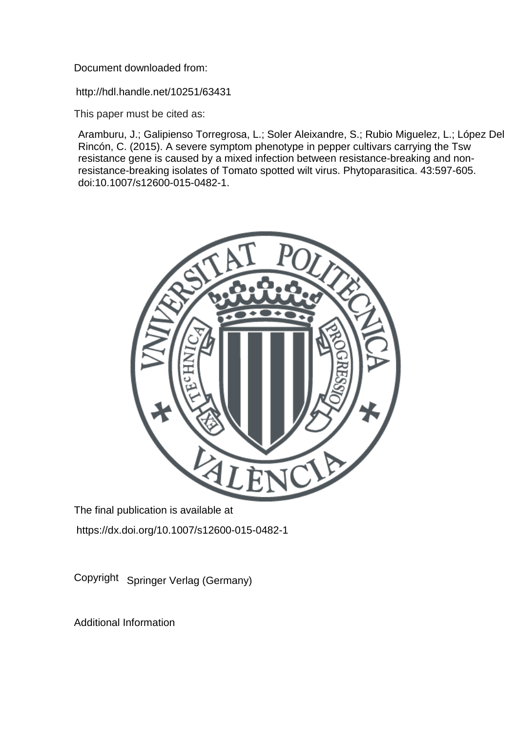Document downloaded from:

http://hdl.handle.net/10251/63431

This paper must be cited as:

Aramburu, J.; Galipienso Torregrosa, L.; Soler Aleixandre, S.; Rubio Miguelez, L.; López Del Rincón, C. (2015). A severe symptom phenotype in pepper cultivars carrying the Tsw resistance gene is caused by a mixed infection between resistance-breaking and non-resistance-breaking isolates of Tomato spotted wilt virus. Phytoparasitica. 43:597-605. doi:10.1007/s12600-015-0482-1.

The final publication is available at

https://dx.doi.org/10.1007/s12600-015-0482-1

Copyright Springer Verlag (Germany)

Additional Information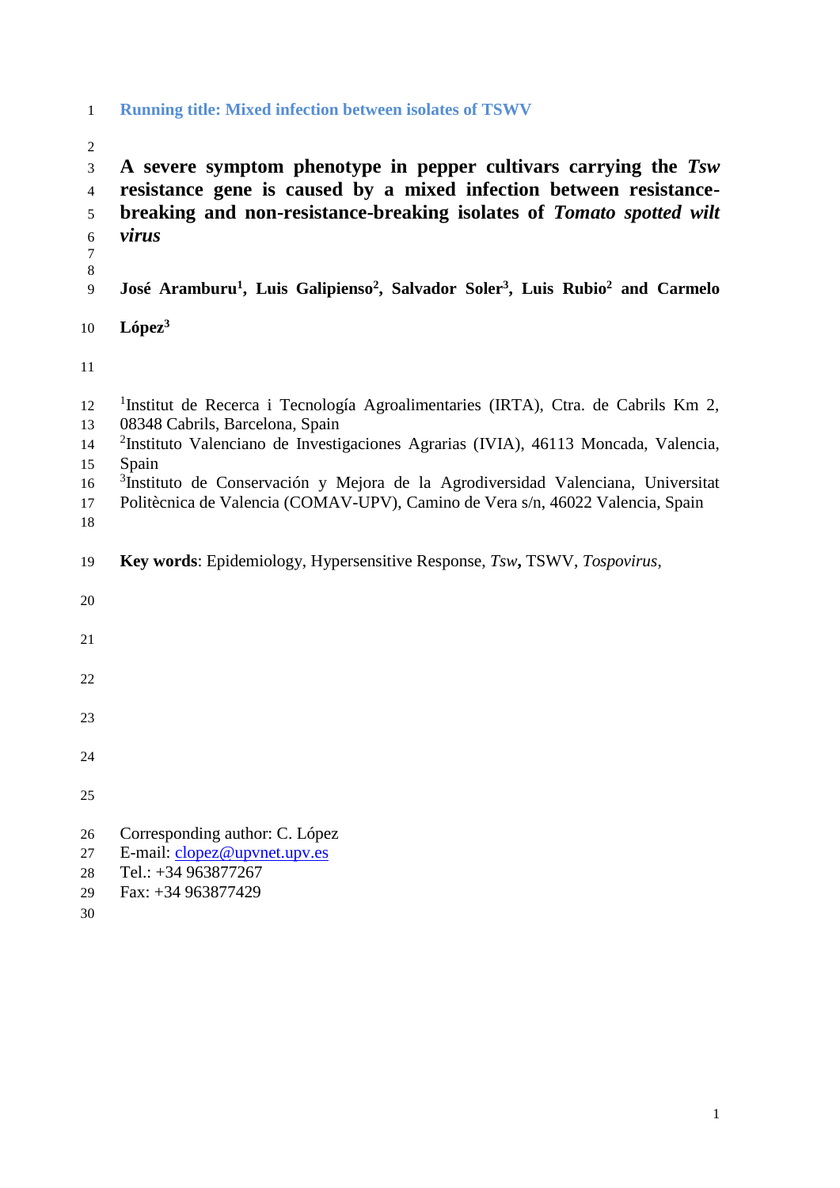Running title: Mixed infection between isolates of TSWV

# A severe symptom phenotype in pepper cultivars carrying the *Tsw* resistance gene is caused by a mixed infection between resistance-breaking and non-resistance-breaking isolates of *Tomato spotted wilt virus*

**José Aramburu[1], Luis Galipienso[2], Salvador Soler[3], Luis Rubio[2] and Carmelo López[3]**

[1]Institut de Recerca i Tecnología Agroalimentaries (IRTA), Ctra. de Cabrils Km 2, 08348 Cabrils, Barcelona, Spain
[2]Instituto Valenciano de Investigaciones Agrarias (IVIA), 46113 Moncada, Valencia, Spain
[3]Instituto de Conservación y Mejora de la Agrodiversidad Valenciana, Universitat Politècnica de Valencia (COMAV-UPV), Camino de Vera s/n, 46022 Valencia, Spain

**Key words**: Epidemiology, Hypersensitive Response, *Tsw*, TSWV, *Tospovirus*,

Corresponding author: C. López
E-mail: clopez@upvnet.upv.es
Tel.: +34 963877267
Fax: +34 963877429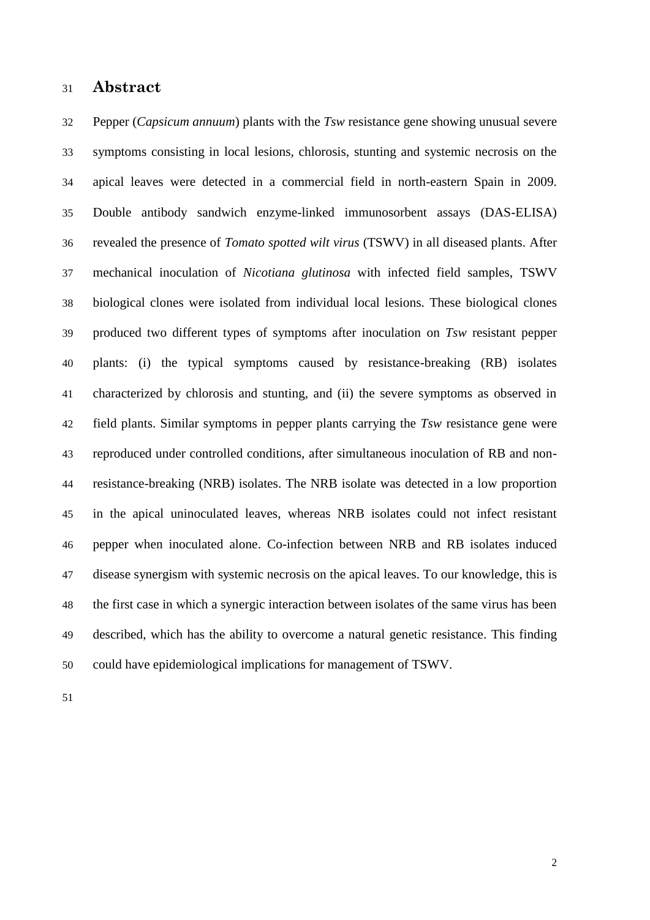## Abstract

Pepper (*Capsicum annuum*) plants with the *Tsw* resistance gene showing unusual severe symptoms consisting in local lesions, chlorosis, stunting and systemic necrosis on the apical leaves were detected in a commercial field in north-eastern Spain in 2009. Double antibody sandwich enzyme-linked immunosorbent assays (DAS-ELISA) revealed the presence of *Tomato spotted wilt virus* (TSWV) in all diseased plants. After mechanical inoculation of *Nicotiana glutinosa* with infected field samples, TSWV biological clones were isolated from individual local lesions. These biological clones produced two different types of symptoms after inoculation on *Tsw* resistant pepper plants: (i) the typical symptoms caused by resistance-breaking (RB) isolates characterized by chlorosis and stunting, and (ii) the severe symptoms as observed in field plants. Similar symptoms in pepper plants carrying the *Tsw* resistance gene were reproduced under controlled conditions, after simultaneous inoculation of RB and non-resistance-breaking (NRB) isolates. The NRB isolate was detected in a low proportion in the apical uninoculated leaves, whereas NRB isolates could not infect resistant pepper when inoculated alone. Co-infection between NRB and RB isolates induced disease synergism with systemic necrosis on the apical leaves. To our knowledge, this is the first case in which a synergic interaction between isolates of the same virus has been described, which has the ability to overcome a natural genetic resistance. This finding could have epidemiological implications for management of TSWV.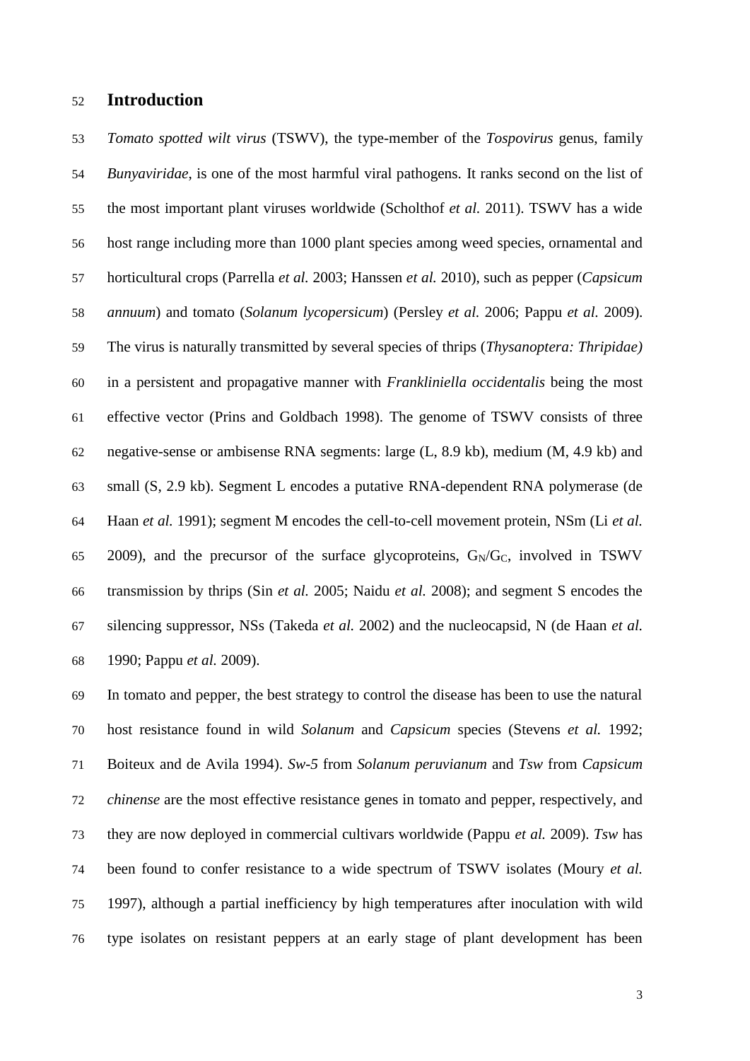## Introduction

*Tomato spotted wilt virus* (TSWV), the type-member of the *Tospovirus* genus, family *Bunyaviridae*, is one of the most harmful viral pathogens. It ranks second on the list of the most important plant viruses worldwide (Scholthof *et al.* 2011). TSWV has a wide host range including more than 1000 plant species among weed species, ornamental and horticultural crops (Parrella *et al.* 2003; Hanssen *et al.* 2010), such as pepper (*Capsicum annuum*) and tomato (*Solanum lycopersicum*) (Persley *et al.* 2006; Pappu *et al.* 2009). The virus is naturally transmitted by several species of thrips (*Thysanoptera: Thripidae)* in a persistent and propagative manner with *Frankliniella occidentalis* being the most effective vector (Prins and Goldbach 1998). The genome of TSWV consists of three negative-sense or ambisense RNA segments: large (L, 8.9 kb), medium (M, 4.9 kb) and small (S, 2.9 kb). Segment L encodes a putative RNA-dependent RNA polymerase (de Haan *et al.* 1991); segment M encodes the cell-to-cell movement protein, NSm (Li *et al.* 2009), and the precursor of the surface glycoproteins, $G_N/G_C$, involved in TSWV transmission by thrips (Sin *et al.* 2005; Naidu *et al.* 2008); and segment S encodes the silencing suppressor, NSs (Takeda *et al.* 2002) and the nucleocapsid, N (de Haan *et al.* 1990; Pappu *et al.* 2009).

In tomato and pepper, the best strategy to control the disease has been to use the natural host resistance found in wild *Solanum* and *Capsicum* species (Stevens *et al.* 1992; Boiteux and de Avila 1994). *Sw-5* from *Solanum peruvianum* and *Tsw* from *Capsicum chinense* are the most effective resistance genes in tomato and pepper, respectively, and they are now deployed in commercial cultivars worldwide (Pappu *et al.* 2009). *Tsw* has been found to confer resistance to a wide spectrum of TSWV isolates (Moury *et al.* 1997), although a partial inefficiency by high temperatures after inoculation with wild type isolates on resistant peppers at an early stage of plant development has been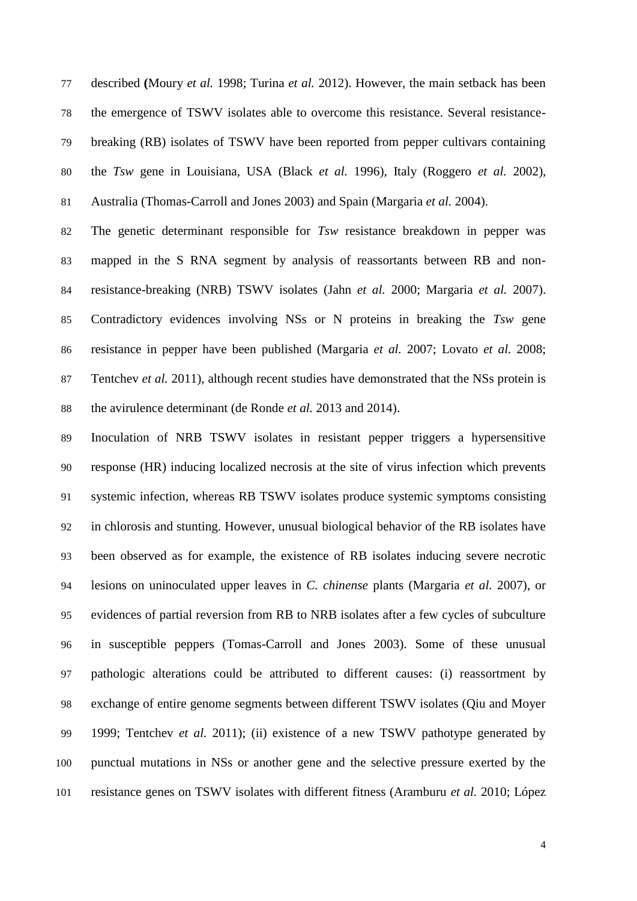described (Moury *et al.* 1998; Turina *et al.* 2012). However, the main setback has been the emergence of TSWV isolates able to overcome this resistance. Several resistance-breaking (RB) isolates of TSWV have been reported from pepper cultivars containing the *Tsw* gene in Louisiana, USA (Black *et al.* 1996), Italy (Roggero *et al.* 2002), Australia (Thomas-Carroll and Jones 2003) and Spain (Margaria *et al.* 2004).

The genetic determinant responsible for *Tsw* resistance breakdown in pepper was mapped in the S RNA segment by analysis of reassortants between RB and non-resistance-breaking (NRB) TSWV isolates (Jahn *et al.* 2000; Margaria *et al.* 2007). Contradictory evidences involving NSs or N proteins in breaking the *Tsw* gene resistance in pepper have been published (Margaria *et al.* 2007; Lovato *et al.* 2008; Tentchev *et al.* 2011), although recent studies have demonstrated that the NSs protein is the avirulence determinant (de Ronde *et al.* 2013 and 2014).

Inoculation of NRB TSWV isolates in resistant pepper triggers a hypersensitive response (HR) inducing localized necrosis at the site of virus infection which prevents systemic infection, whereas RB TSWV isolates produce systemic symptoms consisting in chlorosis and stunting. However, unusual biological behavior of the RB isolates have been observed as for example, the existence of RB isolates inducing severe necrotic lesions on uninoculated upper leaves in *C. chinense* plants (Margaria *et al.* 2007), or evidences of partial reversion from RB to NRB isolates after a few cycles of subculture in susceptible peppers (Tomas-Carroll and Jones 2003). Some of these unusual pathologic alterations could be attributed to different causes: (i) reassortment by exchange of entire genome segments between different TSWV isolates (Qiu and Moyer 1999; Tentchev *et al.* 2011); (ii) existence of a new TSWV pathotype generated by punctual mutations in NSs or another gene and the selective pressure exerted by the resistance genes on TSWV isolates with different fitness (Aramburu *et al.* 2010; López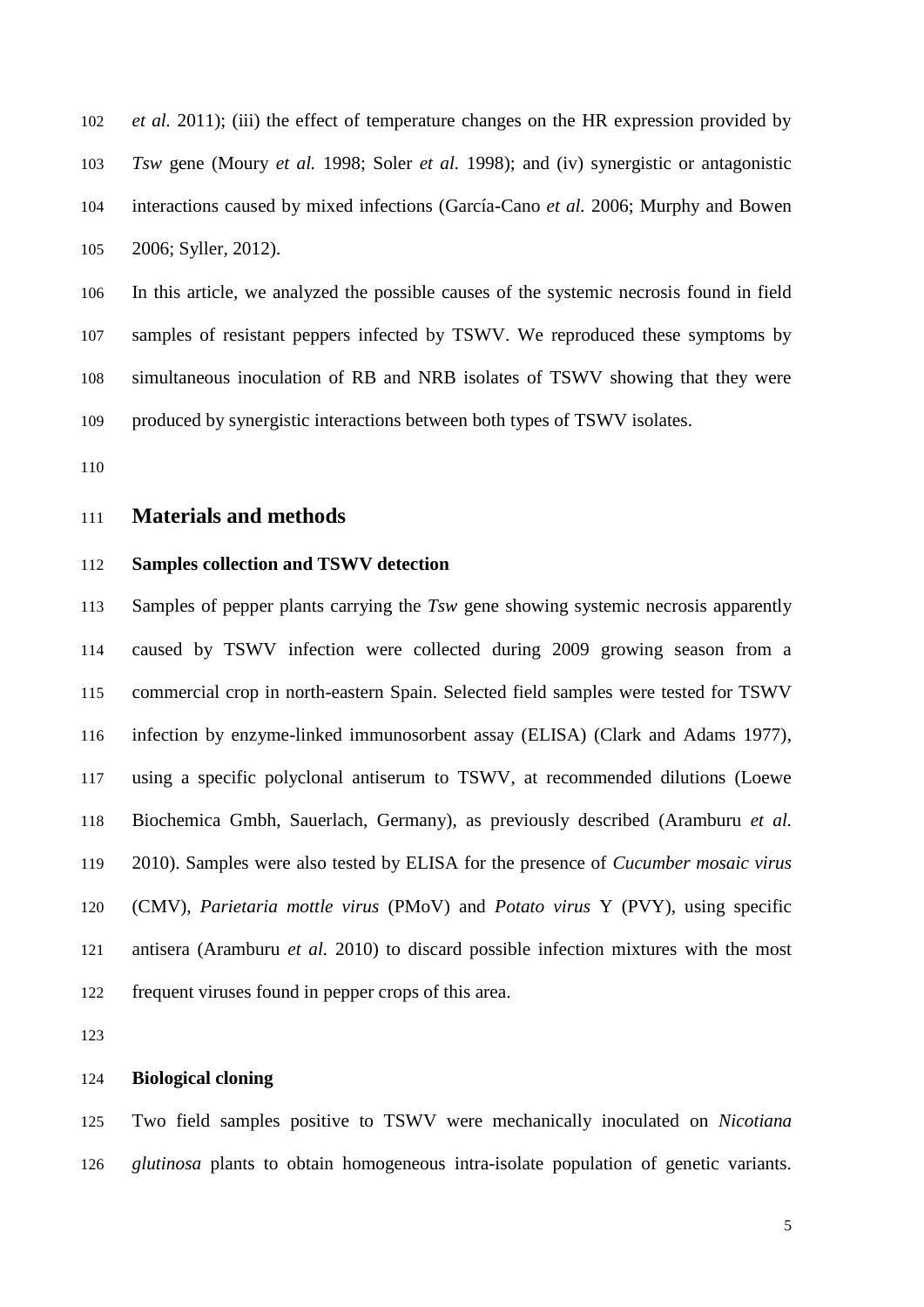*et al.* 2011); (iii) the effect of temperature changes on the HR expression provided by *Tsw* gene (Moury *et al.* 1998; Soler *et al.* 1998); and (iv) synergistic or antagonistic interactions caused by mixed infections (García-Cano *et al.* 2006; Murphy and Bowen 2006; Syller, 2012).

In this article, we analyzed the possible causes of the systemic necrosis found in field samples of resistant peppers infected by TSWV. We reproduced these symptoms by simultaneous inoculation of RB and NRB isolates of TSWV showing that they were produced by synergistic interactions between both types of TSWV isolates.

## Materials and methods

### Samples collection and TSWV detection

Samples of pepper plants carrying the *Tsw* gene showing systemic necrosis apparently caused by TSWV infection were collected during 2009 growing season from a commercial crop in north-eastern Spain. Selected field samples were tested for TSWV infection by enzyme-linked immunosorbent assay (ELISA) (Clark and Adams 1977), using a specific polyclonal antiserum to TSWV, at recommended dilutions (Loewe Biochemica Gmbh, Sauerlach, Germany), as previously described (Aramburu *et al.* 2010). Samples were also tested by ELISA for the presence of *Cucumber mosaic virus* (CMV), *Parietaria mottle virus* (PMoV) and *Potato virus* Y (PVY), using specific antisera (Aramburu *et al.* 2010) to discard possible infection mixtures with the most frequent viruses found in pepper crops of this area.

### Biological cloning

Two field samples positive to TSWV were mechanically inoculated on *Nicotiana glutinosa* plants to obtain homogeneous intra-isolate population of genetic variants.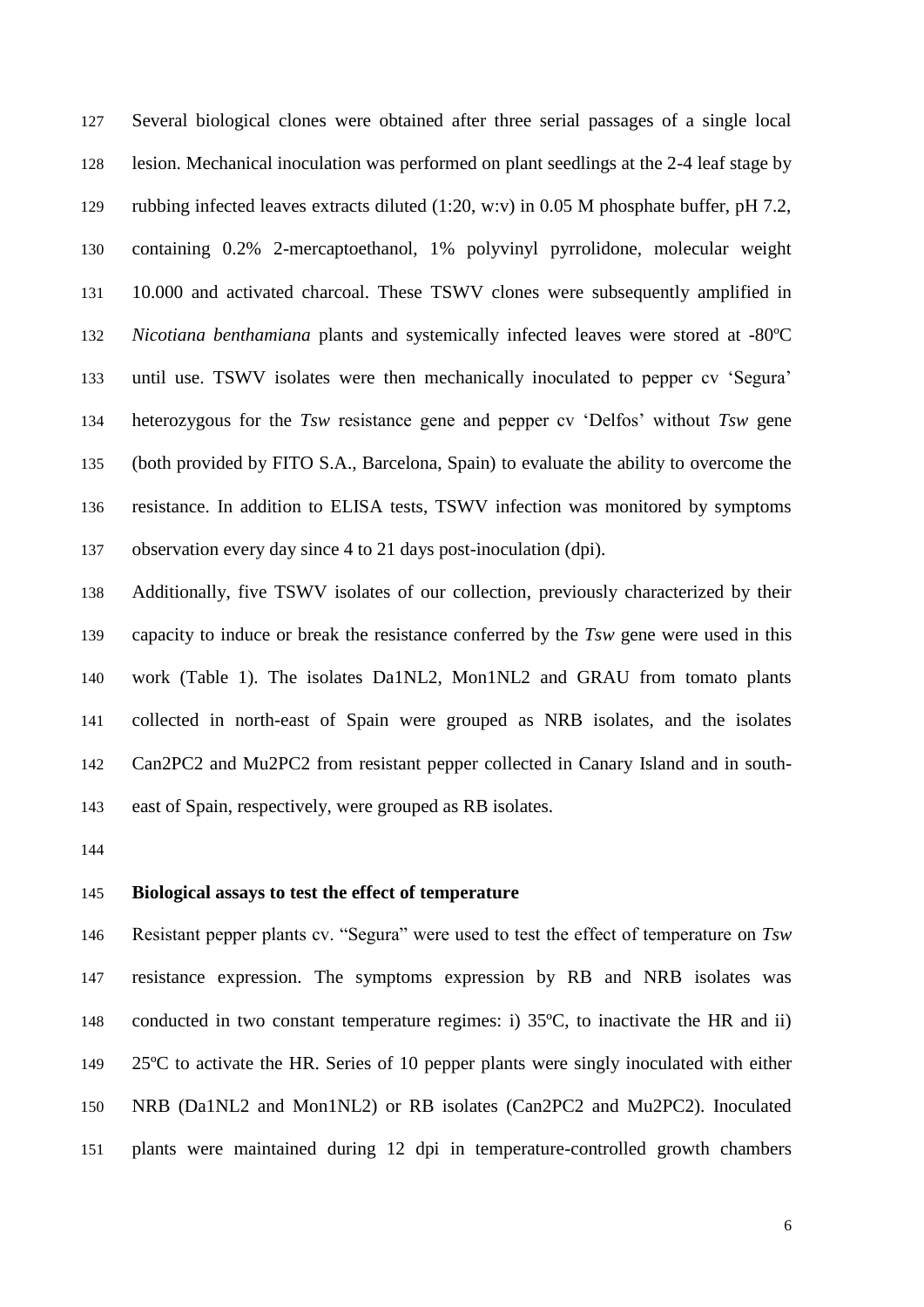Several biological clones were obtained after three serial passages of a single local lesion. Mechanical inoculation was performed on plant seedlings at the 2-4 leaf stage by rubbing infected leaves extracts diluted (1:20, w:v) in 0.05 M phosphate buffer, pH 7.2, containing 0.2% 2-mercaptoethanol, 1% polyvinyl pyrrolidone, molecular weight 10.000 and activated charcoal. These TSWV clones were subsequently amplified in *Nicotiana benthamiana* plants and systemically infected leaves were stored at -80ºC until use. TSWV isolates were then mechanically inoculated to pepper cv 'Segura' heterozygous for the *Tsw* resistance gene and pepper cv 'Delfos' without *Tsw* gene (both provided by FITO S.A., Barcelona, Spain) to evaluate the ability to overcome the resistance. In addition to ELISA tests, TSWV infection was monitored by symptoms observation every day since 4 to 21 days post-inoculation (dpi).

Additionally, five TSWV isolates of our collection, previously characterized by their capacity to induce or break the resistance conferred by the *Tsw* gene were used in this work (Table 1). The isolates Da1NL2, Mon1NL2 and GRAU from tomato plants collected in north-east of Spain were grouped as NRB isolates, and the isolates Can2PC2 and Mu2PC2 from resistant pepper collected in Canary Island and in south-east of Spain, respectively, were grouped as RB isolates.

**Biological assays to test the effect of temperature**

Resistant pepper plants cv. "Segura" were used to test the effect of temperature on *Tsw* resistance expression. The symptoms expression by RB and NRB isolates was conducted in two constant temperature regimes: i) 35ºC, to inactivate the HR and ii) 25ºC to activate the HR. Series of 10 pepper plants were singly inoculated with either NRB (Da1NL2 and Mon1NL2) or RB isolates (Can2PC2 and Mu2PC2). Inoculated plants were maintained during 12 dpi in temperature-controlled growth chambers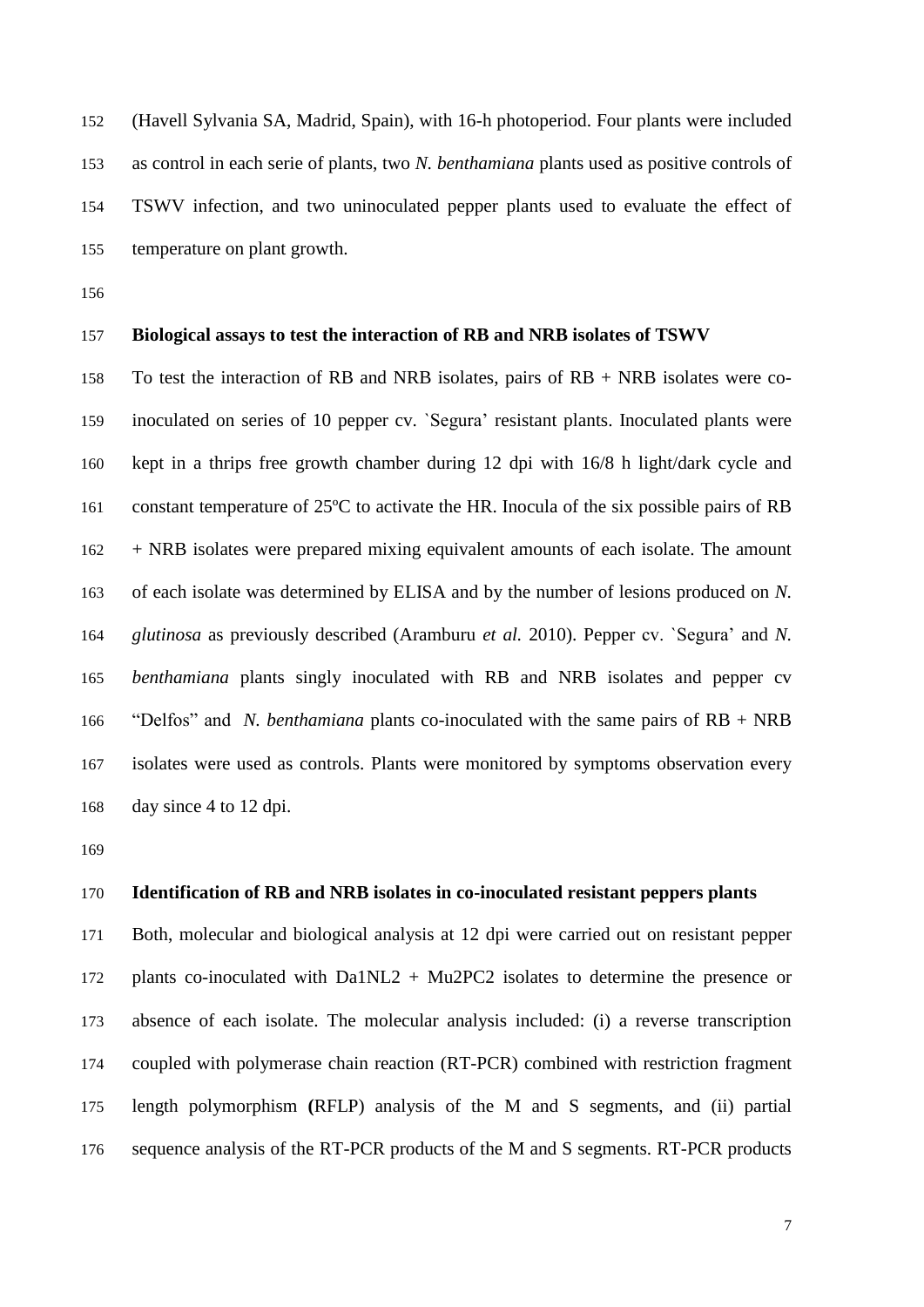(Havell Sylvania SA, Madrid, Spain), with 16-h photoperiod. Four plants were included as control in each serie of plants, two *N. benthamiana* plants used as positive controls of TSWV infection, and two uninoculated pepper plants used to evaluate the effect of temperature on plant growth.

**Biological assays to test the interaction of RB and NRB isolates of TSWV**

To test the interaction of RB and NRB isolates, pairs of RB + NRB isolates were co-inoculated on series of 10 pepper cv. `Segura' resistant plants. Inoculated plants were kept in a thrips free growth chamber during 12 dpi with 16/8 h light/dark cycle and constant temperature of 25ºC to activate the HR. Inocula of the six possible pairs of RB + NRB isolates were prepared mixing equivalent amounts of each isolate. The amount of each isolate was determined by ELISA and by the number of lesions produced on *N. glutinosa* as previously described (Aramburu *et al.* 2010). Pepper cv. `Segura' and *N. benthamiana* plants singly inoculated with RB and NRB isolates and pepper cv "Delfos" and *N. benthamiana* plants co-inoculated with the same pairs of RB + NRB isolates were used as controls. Plants were monitored by symptoms observation every day since 4 to 12 dpi.

**Identification of RB and NRB isolates in co-inoculated resistant peppers plants**

Both, molecular and biological analysis at 12 dpi were carried out on resistant pepper plants co-inoculated with Da1NL2 + Mu2PC2 isolates to determine the presence or absence of each isolate. The molecular analysis included: (i) a reverse transcription coupled with polymerase chain reaction (RT-PCR) combined with restriction fragment length polymorphism **(**RFLP) analysis of the M and S segments, and (ii) partial sequence analysis of the RT-PCR products of the M and S segments. RT-PCR products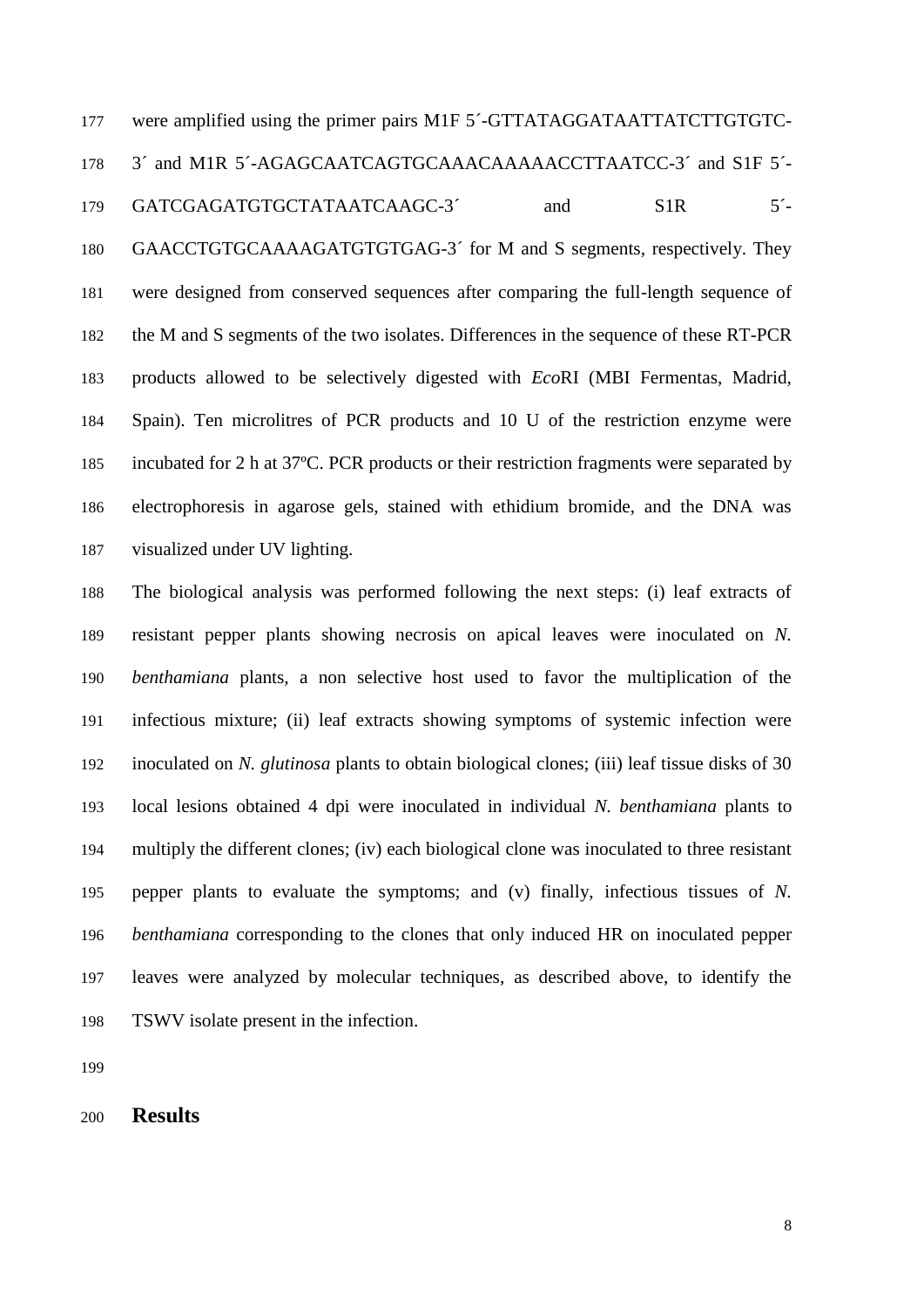were amplified using the primer pairs M1F 5´-GTTATAGGATAATTATCTTGTGTC-3´ and M1R 5´-AGAGCAATCAGTGCAAACAAAAACCTTAATCC-3´ and S1F 5´-GATCGAGATGTGCTATAATCAAGC-3´ and S1R 5´-GAACCTGTGCAAAAGATGTGTGAG-3´ for M and S segments, respectively. They were designed from conserved sequences after comparing the full-length sequence of the M and S segments of the two isolates. Differences in the sequence of these RT-PCR products allowed to be selectively digested with *Eco*RI (MBI Fermentas, Madrid, Spain). Ten microlitres of PCR products and 10 U of the restriction enzyme were incubated for 2 h at 37ºC. PCR products or their restriction fragments were separated by electrophoresis in agarose gels, stained with ethidium bromide, and the DNA was visualized under UV lighting.

The biological analysis was performed following the next steps: (i) leaf extracts of resistant pepper plants showing necrosis on apical leaves were inoculated on *N. benthamiana* plants, a non selective host used to favor the multiplication of the infectious mixture; (ii) leaf extracts showing symptoms of systemic infection were inoculated on *N. glutinosa* plants to obtain biological clones; (iii) leaf tissue disks of 30 local lesions obtained 4 dpi were inoculated in individual *N. benthamiana* plants to multiply the different clones; (iv) each biological clone was inoculated to three resistant pepper plants to evaluate the symptoms; and (v) finally, infectious tissues of *N. benthamiana* corresponding to the clones that only induced HR on inoculated pepper leaves were analyzed by molecular techniques, as described above, to identify the TSWV isolate present in the infection.

## Results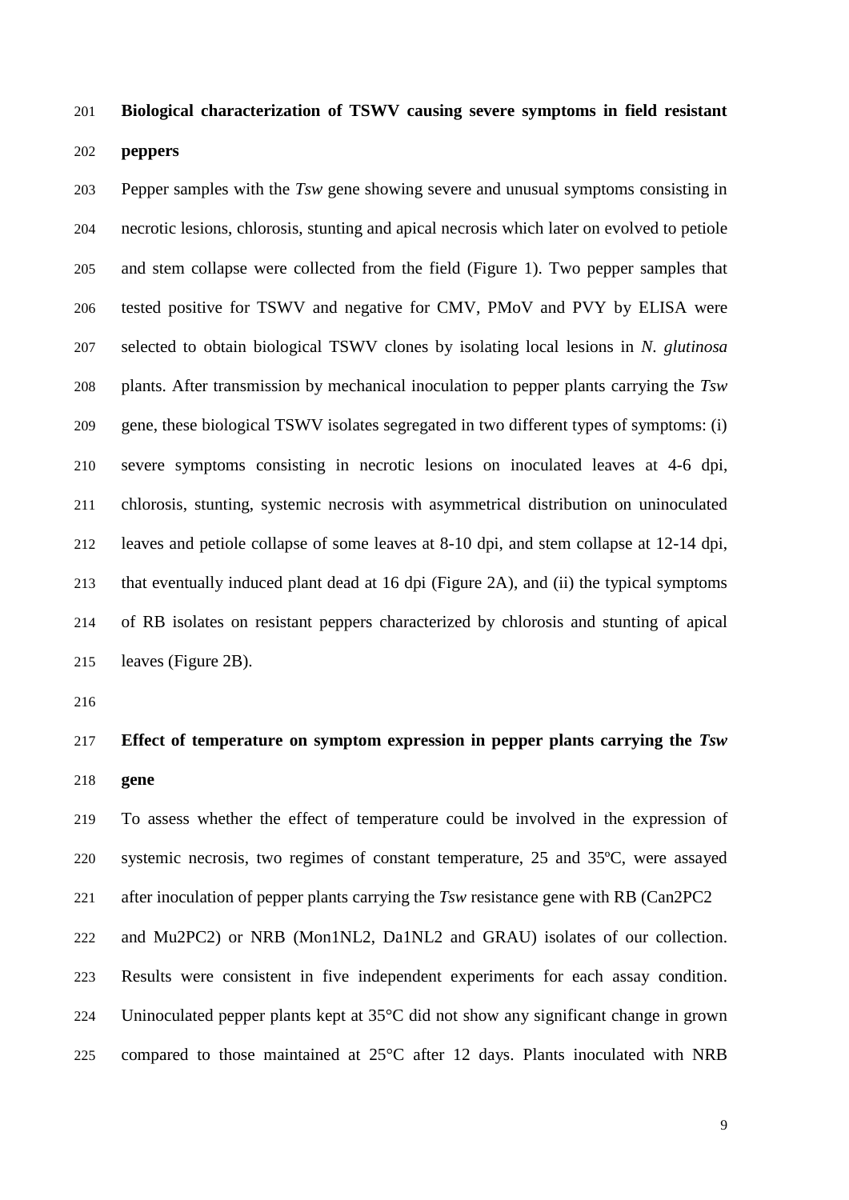**Biological characterization of TSWV causing severe symptoms in field resistant peppers**

Pepper samples with the *Tsw* gene showing severe and unusual symptoms consisting in necrotic lesions, chlorosis, stunting and apical necrosis which later on evolved to petiole and stem collapse were collected from the field (Figure 1). Two pepper samples that tested positive for TSWV and negative for CMV, PMoV and PVY by ELISA were selected to obtain biological TSWV clones by isolating local lesions in *N. glutinosa* plants. After transmission by mechanical inoculation to pepper plants carrying the *Tsw* gene, these biological TSWV isolates segregated in two different types of symptoms: (i) severe symptoms consisting in necrotic lesions on inoculated leaves at 4-6 dpi, chlorosis, stunting, systemic necrosis with asymmetrical distribution on uninoculated leaves and petiole collapse of some leaves at 8-10 dpi, and stem collapse at 12-14 dpi, that eventually induced plant dead at 16 dpi (Figure 2A), and (ii) the typical symptoms of RB isolates on resistant peppers characterized by chlorosis and stunting of apical leaves (Figure 2B).

**Effect of temperature on symptom expression in pepper plants carrying the *Tsw* gene**

To assess whether the effect of temperature could be involved in the expression of systemic necrosis, two regimes of constant temperature, 25 and 35ºC, were assayed after inoculation of pepper plants carrying the *Tsw* resistance gene with RB (Can2PC2 and Mu2PC2) or NRB (Mon1NL2, Da1NL2 and GRAU) isolates of our collection. Results were consistent in five independent experiments for each assay condition. Uninoculated pepper plants kept at 35°C did not show any significant change in grown compared to those maintained at 25°C after 12 days. Plants inoculated with NRB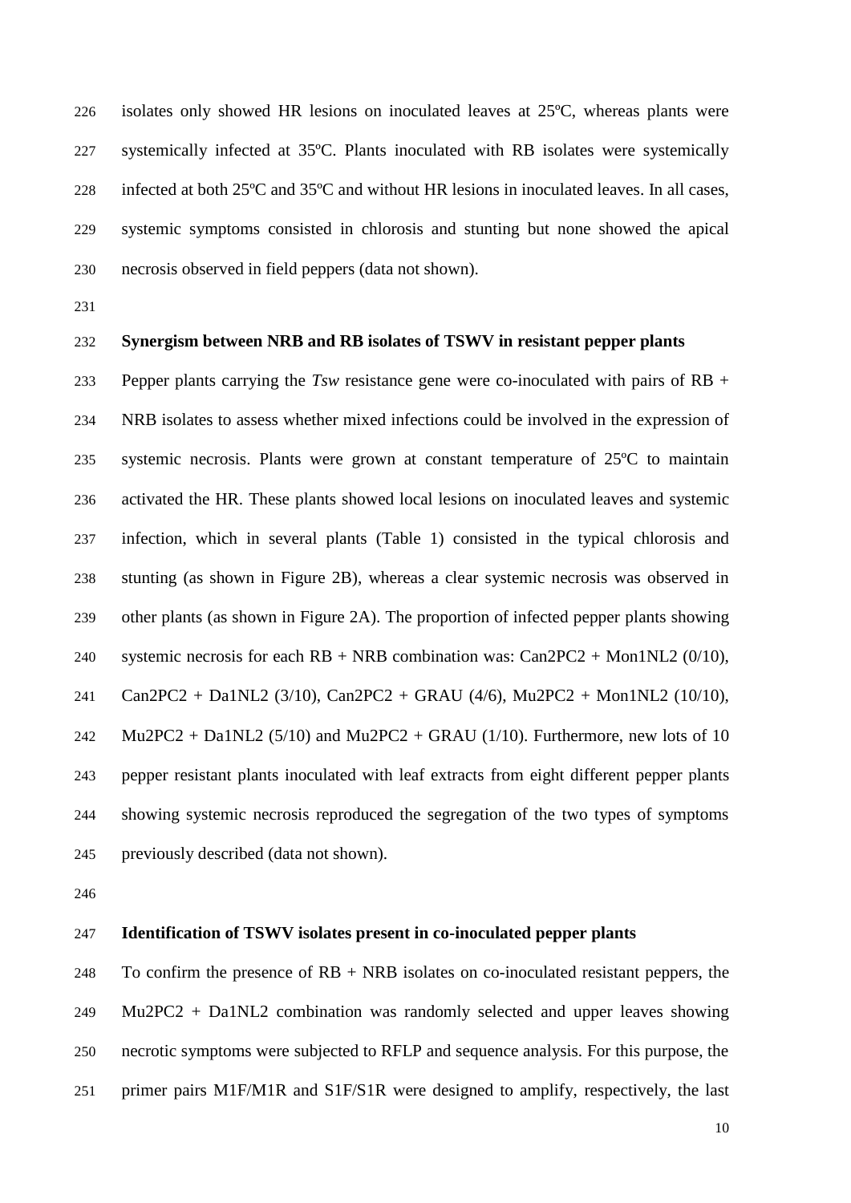isolates only showed HR lesions on inoculated leaves at 25ºC, whereas plants were systemically infected at 35ºC. Plants inoculated with RB isolates were systemically infected at both 25ºC and 35ºC and without HR lesions in inoculated leaves. In all cases, systemic symptoms consisted in chlorosis and stunting but none showed the apical necrosis observed in field peppers (data not shown).

**Synergism between NRB and RB isolates of TSWV in resistant pepper plants**

Pepper plants carrying the *Tsw* resistance gene were co-inoculated with pairs of RB + NRB isolates to assess whether mixed infections could be involved in the expression of systemic necrosis. Plants were grown at constant temperature of 25ºC to maintain activated the HR. These plants showed local lesions on inoculated leaves and systemic infection, which in several plants (Table 1) consisted in the typical chlorosis and stunting (as shown in Figure 2B), whereas a clear systemic necrosis was observed in other plants (as shown in Figure 2A). The proportion of infected pepper plants showing systemic necrosis for each RB + NRB combination was: Can2PC2 + Mon1NL2 (0/10), Can2PC2 + Da1NL2 (3/10), Can2PC2 + GRAU (4/6), Mu2PC2 + Mon1NL2 (10/10), Mu2PC2 + Da1NL2 (5/10) and Mu2PC2 + GRAU (1/10). Furthermore, new lots of 10 pepper resistant plants inoculated with leaf extracts from eight different pepper plants showing systemic necrosis reproduced the segregation of the two types of symptoms previously described (data not shown).

**Identification of TSWV isolates present in co-inoculated pepper plants**

To confirm the presence of RB + NRB isolates on co-inoculated resistant peppers, the Mu2PC2 + Da1NL2 combination was randomly selected and upper leaves showing necrotic symptoms were subjected to RFLP and sequence analysis. For this purpose, the primer pairs M1F/M1R and S1F/S1R were designed to amplify, respectively, the last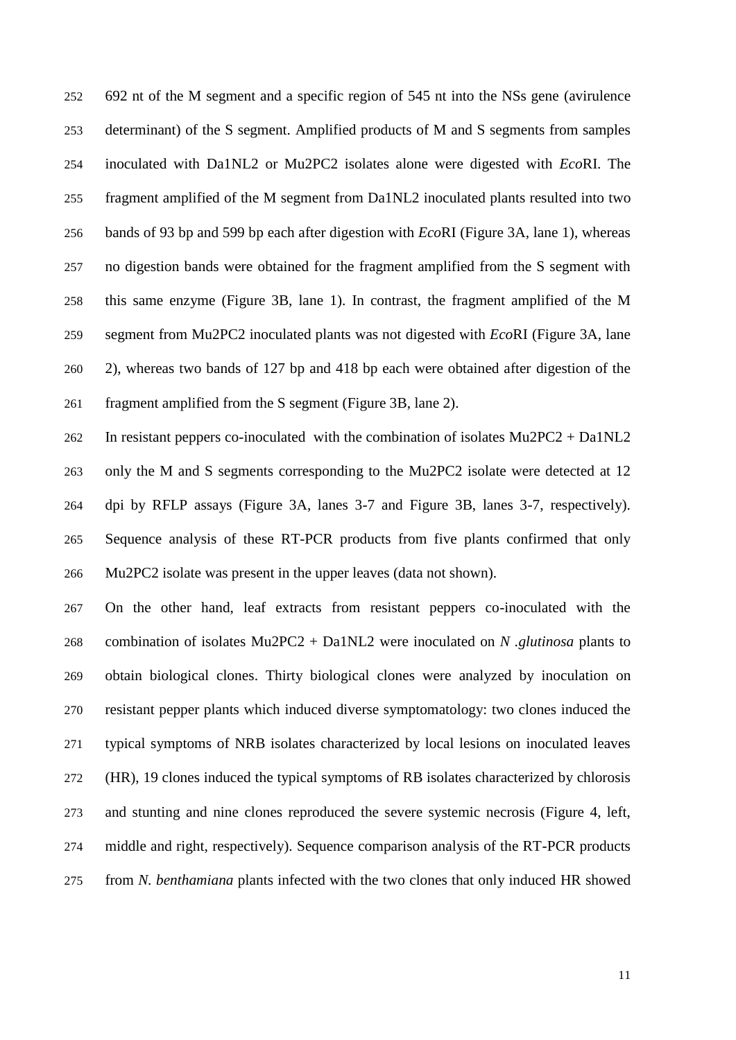692 nt of the M segment and a specific region of 545 nt into the NSs gene (avirulence determinant) of the S segment. Amplified products of M and S segments from samples inoculated with Da1NL2 or Mu2PC2 isolates alone were digested with *Eco*RI. The fragment amplified of the M segment from Da1NL2 inoculated plants resulted into two bands of 93 bp and 599 bp each after digestion with *Eco*RI (Figure 3A, lane 1), whereas no digestion bands were obtained for the fragment amplified from the S segment with this same enzyme (Figure 3B, lane 1). In contrast, the fragment amplified of the M segment from Mu2PC2 inoculated plants was not digested with *Eco*RI (Figure 3A, lane 2), whereas two bands of 127 bp and 418 bp each were obtained after digestion of the fragment amplified from the S segment (Figure 3B, lane 2).

In resistant peppers co-inoculated with the combination of isolates Mu2PC2 + Da1NL2 only the M and S segments corresponding to the Mu2PC2 isolate were detected at 12 dpi by RFLP assays (Figure 3A, lanes 3-7 and Figure 3B, lanes 3-7, respectively). Sequence analysis of these RT-PCR products from five plants confirmed that only Mu2PC2 isolate was present in the upper leaves (data not shown).

On the other hand, leaf extracts from resistant peppers co-inoculated with the combination of isolates Mu2PC2 + Da1NL2 were inoculated on *N .glutinosa* plants to obtain biological clones. Thirty biological clones were analyzed by inoculation on resistant pepper plants which induced diverse symptomatology: two clones induced the typical symptoms of NRB isolates characterized by local lesions on inoculated leaves (HR), 19 clones induced the typical symptoms of RB isolates characterized by chlorosis and stunting and nine clones reproduced the severe systemic necrosis (Figure 4, left, middle and right, respectively). Sequence comparison analysis of the RT-PCR products from *N. benthamiana* plants infected with the two clones that only induced HR showed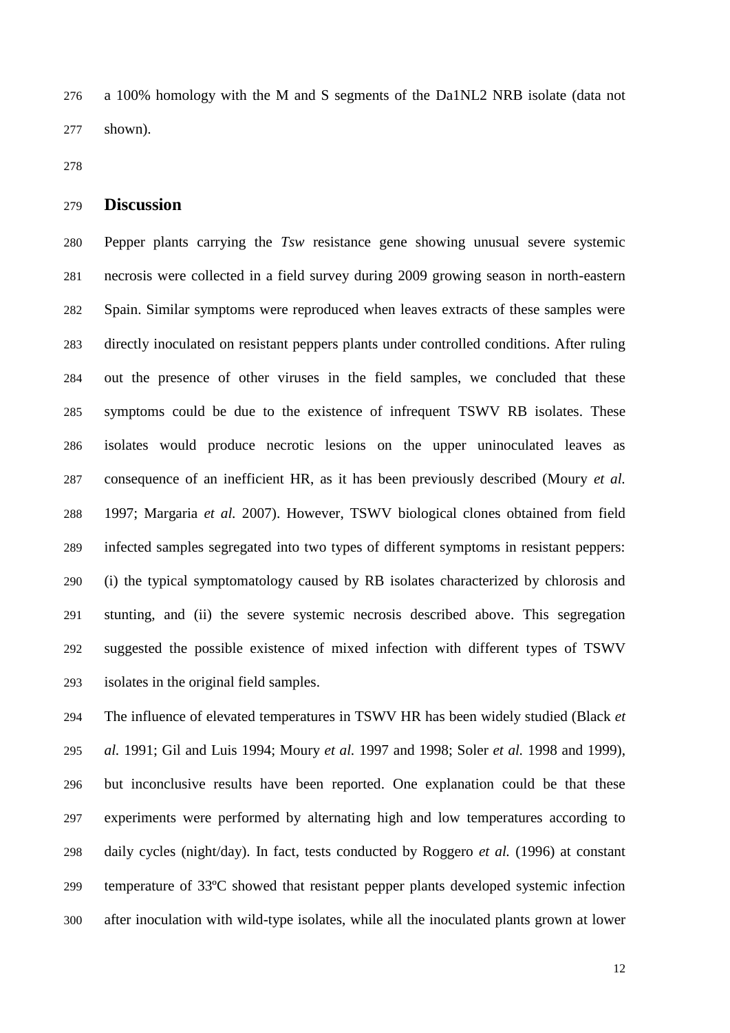a 100% homology with the M and S segments of the Da1NL2 NRB isolate (data not shown).

## Discussion

Pepper plants carrying the *Tsw* resistance gene showing unusual severe systemic necrosis were collected in a field survey during 2009 growing season in north-eastern Spain. Similar symptoms were reproduced when leaves extracts of these samples were directly inoculated on resistant peppers plants under controlled conditions. After ruling out the presence of other viruses in the field samples, we concluded that these symptoms could be due to the existence of infrequent TSWV RB isolates. These isolates would produce necrotic lesions on the upper uninoculated leaves as consequence of an inefficient HR, as it has been previously described (Moury *et al.* 1997; Margaria *et al.* 2007). However, TSWV biological clones obtained from field infected samples segregated into two types of different symptoms in resistant peppers: (i) the typical symptomatology caused by RB isolates characterized by chlorosis and stunting, and (ii) the severe systemic necrosis described above. This segregation suggested the possible existence of mixed infection with different types of TSWV isolates in the original field samples.

The influence of elevated temperatures in TSWV HR has been widely studied (Black *et al.* 1991; Gil and Luis 1994; Moury *et al.* 1997 and 1998; Soler *et al.* 1998 and 1999), but inconclusive results have been reported. One explanation could be that these experiments were performed by alternating high and low temperatures according to daily cycles (night/day). In fact, tests conducted by Roggero *et al.* (1996) at constant temperature of 33ºC showed that resistant pepper plants developed systemic infection after inoculation with wild-type isolates, while all the inoculated plants grown at lower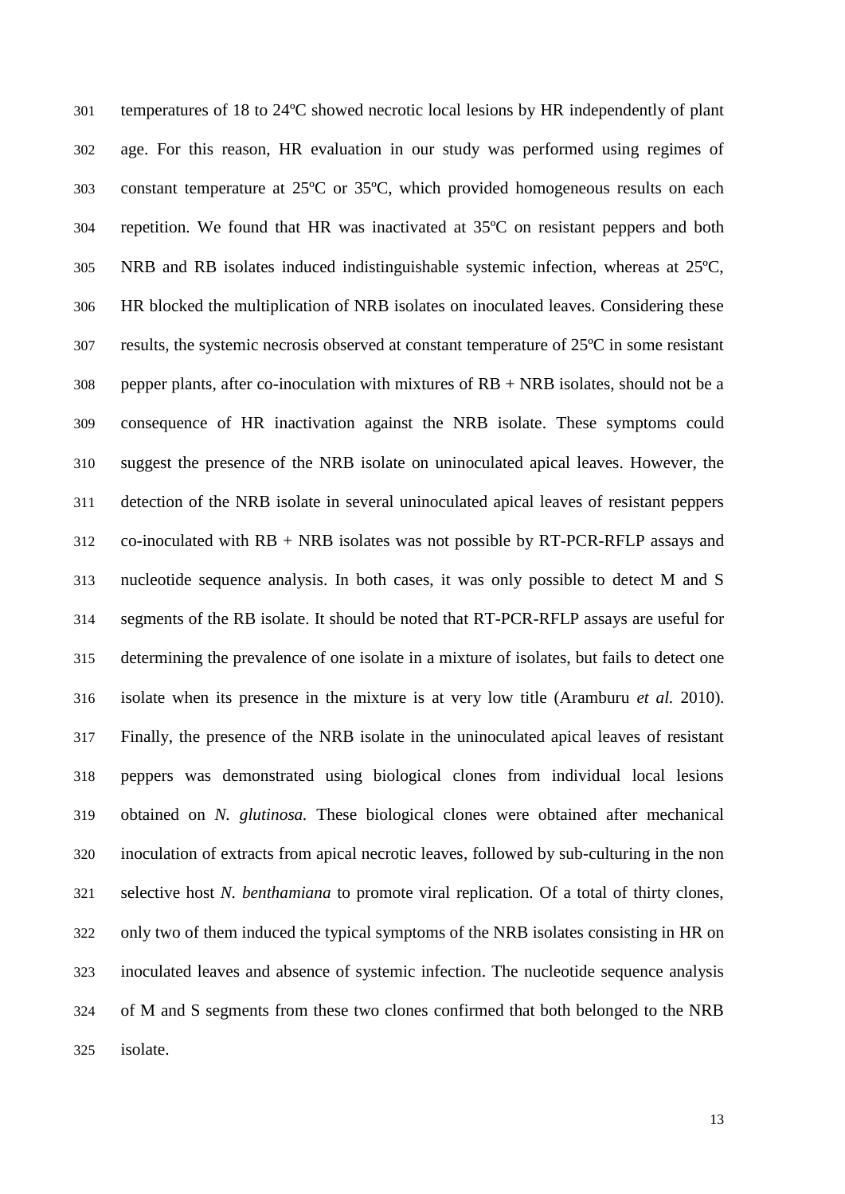temperatures of 18 to 24ºC showed necrotic local lesions by HR independently of plant age. For this reason, HR evaluation in our study was performed using regimes of constant temperature at 25ºC or 35ºC, which provided homogeneous results on each repetition. We found that HR was inactivated at 35ºC on resistant peppers and both NRB and RB isolates induced indistinguishable systemic infection, whereas at 25ºC, HR blocked the multiplication of NRB isolates on inoculated leaves. Considering these results, the systemic necrosis observed at constant temperature of 25ºC in some resistant pepper plants, after co-inoculation with mixtures of RB + NRB isolates, should not be a consequence of HR inactivation against the NRB isolate. These symptoms could suggest the presence of the NRB isolate on uninoculated apical leaves. However, the detection of the NRB isolate in several uninoculated apical leaves of resistant peppers co-inoculated with RB + NRB isolates was not possible by RT-PCR-RFLP assays and nucleotide sequence analysis. In both cases, it was only possible to detect M and S segments of the RB isolate. It should be noted that RT-PCR-RFLP assays are useful for determining the prevalence of one isolate in a mixture of isolates, but fails to detect one isolate when its presence in the mixture is at very low title (Aramburu *et al.* 2010). Finally, the presence of the NRB isolate in the uninoculated apical leaves of resistant peppers was demonstrated using biological clones from individual local lesions obtained on *N. glutinosa.* These biological clones were obtained after mechanical inoculation of extracts from apical necrotic leaves, followed by sub-culturing in the non selective host *N. benthamiana* to promote viral replication. Of a total of thirty clones, only two of them induced the typical symptoms of the NRB isolates consisting in HR on inoculated leaves and absence of systemic infection. The nucleotide sequence analysis of M and S segments from these two clones confirmed that both belonged to the NRB isolate.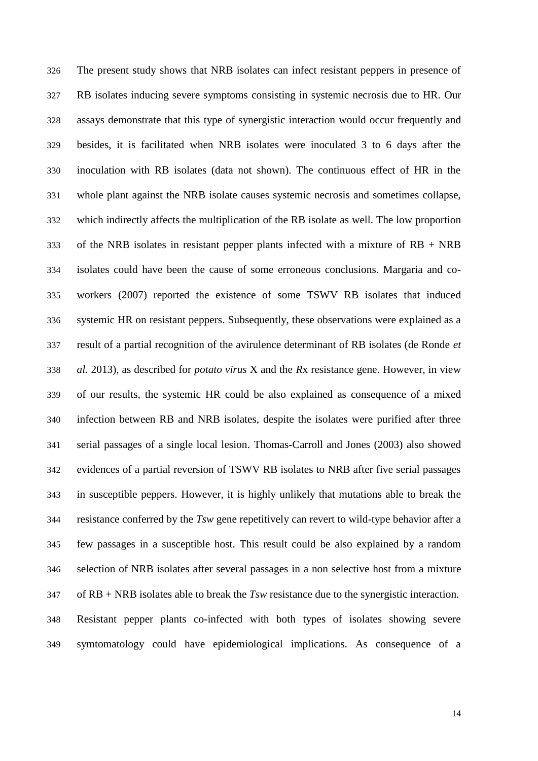The present study shows that NRB isolates can infect resistant peppers in presence of RB isolates inducing severe symptoms consisting in systemic necrosis due to HR. Our assays demonstrate that this type of synergistic interaction would occur frequently and besides, it is facilitated when NRB isolates were inoculated 3 to 6 days after the inoculation with RB isolates (data not shown). The continuous effect of HR in the whole plant against the NRB isolate causes systemic necrosis and sometimes collapse, which indirectly affects the multiplication of the RB isolate as well. The low proportion of the NRB isolates in resistant pepper plants infected with a mixture of RB + NRB isolates could have been the cause of some erroneous conclusions. Margaria and co-workers (2007) reported the existence of some TSWV RB isolates that induced systemic HR on resistant peppers. Subsequently, these observations were explained as a result of a partial recognition of the avirulence determinant of RB isolates (de Ronde *et al.* 2013), as described for *potato virus* X and the *R*x resistance gene. However, in view of our results, the systemic HR could be also explained as consequence of a mixed infection between RB and NRB isolates, despite the isolates were purified after three serial passages of a single local lesion. Thomas-Carroll and Jones (2003) also showed evidences of a partial reversion of TSWV RB isolates to NRB after five serial passages in susceptible peppers. However, it is highly unlikely that mutations able to break the resistance conferred by the *Tsw* gene repetitively can revert to wild-type behavior after a few passages in a susceptible host. This result could be also explained by a random selection of NRB isolates after several passages in a non selective host from a mixture of RB + NRB isolates able to break the *Tsw* resistance due to the synergistic interaction. Resistant pepper plants co-infected with both types of isolates showing severe symtomatology could have epidemiological implications. As consequence of a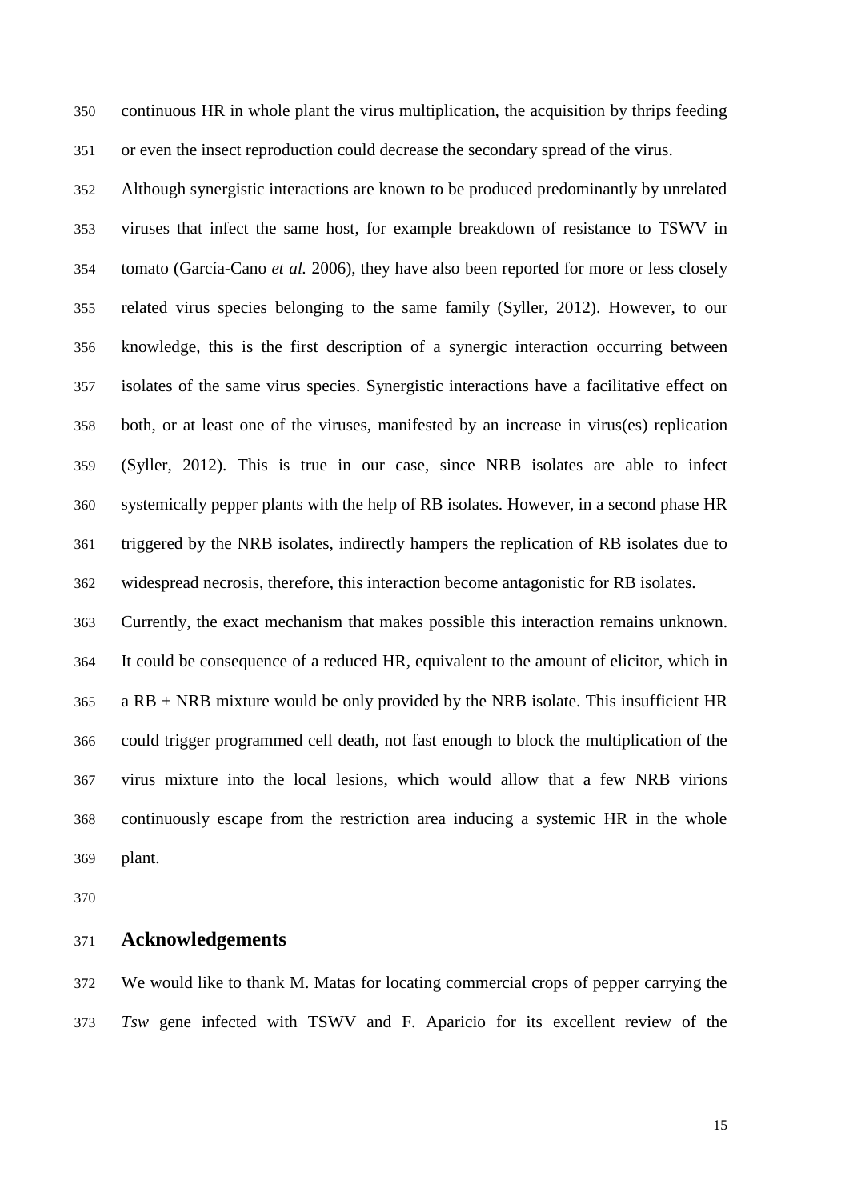continuous HR in whole plant the virus multiplication, the acquisition by thrips feeding or even the insect reproduction could decrease the secondary spread of the virus.

Although synergistic interactions are known to be produced predominantly by unrelated viruses that infect the same host, for example breakdown of resistance to TSWV in tomato (García-Cano *et al.* 2006), they have also been reported for more or less closely related virus species belonging to the same family (Syller, 2012). However, to our knowledge, this is the first description of a synergic interaction occurring between isolates of the same virus species. Synergistic interactions have a facilitative effect on both, or at least one of the viruses, manifested by an increase in virus(es) replication (Syller, 2012). This is true in our case, since NRB isolates are able to infect systemically pepper plants with the help of RB isolates. However, in a second phase HR triggered by the NRB isolates, indirectly hampers the replication of RB isolates due to widespread necrosis, therefore, this interaction become antagonistic for RB isolates.

Currently, the exact mechanism that makes possible this interaction remains unknown. It could be consequence of a reduced HR, equivalent to the amount of elicitor, which in a RB + NRB mixture would be only provided by the NRB isolate. This insufficient HR could trigger programmed cell death, not fast enough to block the multiplication of the virus mixture into the local lesions, which would allow that a few NRB virions continuously escape from the restriction area inducing a systemic HR in the whole plant.

## Acknowledgements

We would like to thank M. Matas for locating commercial crops of pepper carrying the *Tsw* gene infected with TSWV and F. Aparicio for its excellent review of the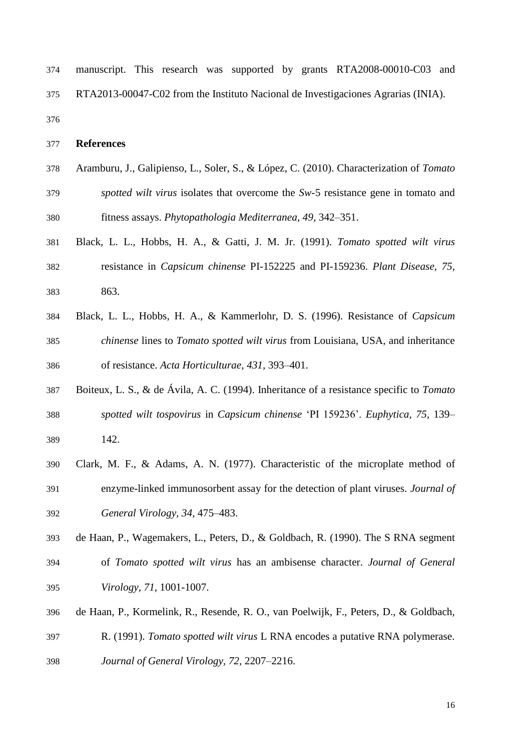manuscript. This research was supported by grants RTA2008-00010-C03 and RTA2013-00047-C02 from the Instituto Nacional de Investigaciones Agrarias (INIA).

**References**

Aramburu, J., Galipienso, L., Soler, S., & López, C. (2010). Characterization of *Tomato spotted wilt virus* isolates that overcome the *Sw*-5 resistance gene in tomato and fitness assays. *Phytopathologia Mediterranea, 49*, 342–351.

Black, L. L., Hobbs, H. A., & Gatti, J. M. Jr. (1991). *Tomato spotted wilt virus* resistance in *Capsicum chinense* PI-152225 and PI-159236. *Plant Disease, 75*, 863.

Black, L. L., Hobbs, H. A., & Kammerlohr, D. S. (1996). Resistance of *Capsicum chinense* lines to *Tomato spotted wilt virus* from Louisiana, USA, and inheritance of resistance. *Acta Horticulturae, 431*, 393–401.

Boiteux, L. S., & de Ávila, A. C. (1994). Inheritance of a resistance specific to *Tomato spotted wilt tospovirus* in *Capsicum chinense* 'PI 159236'. *Euphytica, 75*, 139–142.

Clark, M. F., & Adams, A. N. (1977). Characteristic of the microplate method of enzyme-linked immunosorbent assay for the detection of plant viruses. *Journal of General Virology, 34*, 475–483.

de Haan, P., Wagemakers, L., Peters, D., & Goldbach, R. (1990). The S RNA segment of *Tomato spotted wilt virus* has an ambisense character. *Journal of General Virology, 71*, 1001-1007.

de Haan, P., Kormelink, R., Resende, R. O., van Poelwijk, F., Peters, D., & Goldbach, R. (1991). *Tomato spotted wilt virus* L RNA encodes a putative RNA polymerase. *Journal of General Virology, 72*, 2207–2216.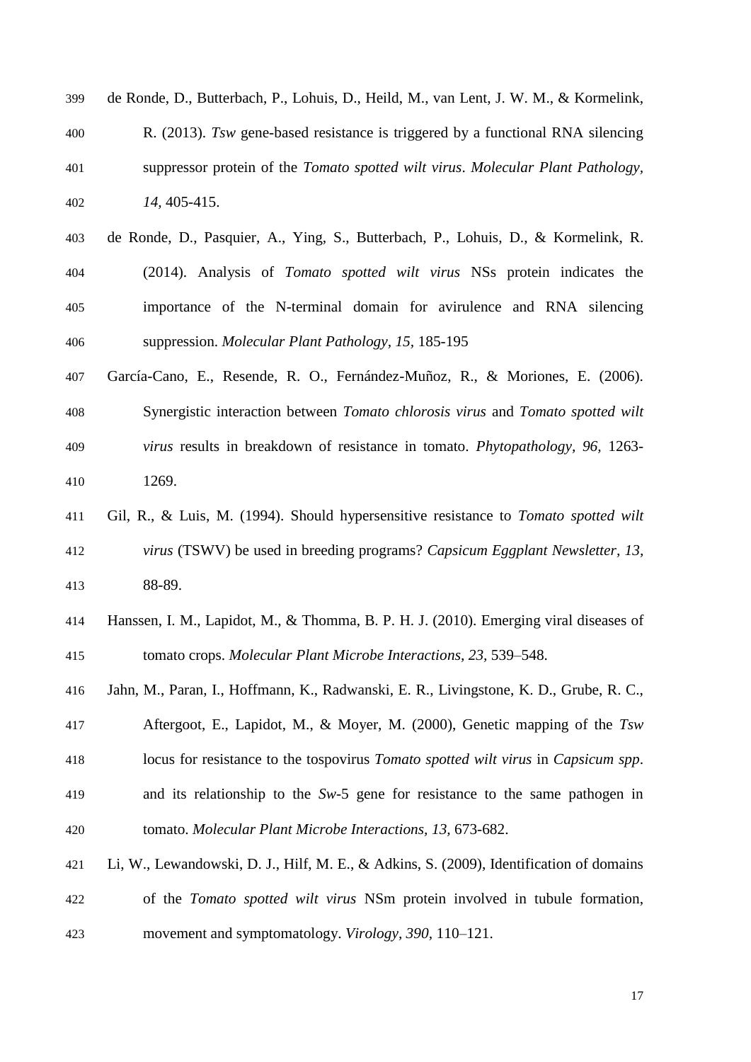de Ronde, D., Butterbach, P., Lohuis, D., Heild, M., van Lent, J. W. M., & Kormelink, R. (2013). *Tsw* gene-based resistance is triggered by a functional RNA silencing suppressor protein of the *Tomato spotted wilt virus*. *Molecular Plant Pathology, 14*, 405-415.

de Ronde, D., Pasquier, A., Ying, S., Butterbach, P., Lohuis, D., & Kormelink, R. (2014). Analysis of *Tomato spotted wilt virus* NSs protein indicates the importance of the N-terminal domain for avirulence and RNA silencing suppression. *Molecular Plant Pathology*, *15*, 185-195

García-Cano, E., Resende, R. O., Fernández-Muñoz, R., & Moriones, E. (2006). Synergistic interaction between *Tomato chlorosis virus* and *Tomato spotted wilt virus* results in breakdown of resistance in tomato. *Phytopathology*, *96*, 1263-1269.

Gil, R., & Luis, M. (1994). Should hypersensitive resistance to *Tomato spotted wilt virus* (TSWV) be used in breeding programs? *Capsicum Eggplant Newsletter*, *13*, 88-89.

Hanssen, I. M., Lapidot, M., & Thomma, B. P. H. J. (2010). Emerging viral diseases of tomato crops. *Molecular Plant Microbe Interactions*, *23*, 539–548.

Jahn, M., Paran, I., Hoffmann, K., Radwanski, E. R., Livingstone, K. D., Grube, R. C., Aftergoot, E., Lapidot, M., & Moyer, M. (2000), Genetic mapping of the *Tsw* locus for resistance to the tospovirus *Tomato spotted wilt virus* in *Capsicum spp*. and its relationship to the *Sw*-5 gene for resistance to the same pathogen in tomato. *Molecular Plant Microbe Interactions*, *13*, 673-682.

Li, W., Lewandowski, D. J., Hilf, M. E., & Adkins, S. (2009), Identification of domains of the *Tomato spotted wilt virus* NSm protein involved in tubule formation, movement and symptomatology. *Virology*, *390*, 110–121.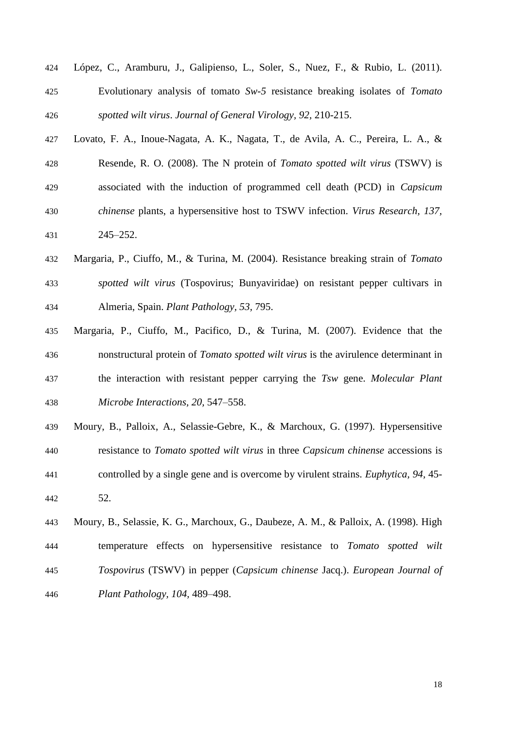López, C., Aramburu, J., Galipienso, L., Soler, S., Nuez, F., & Rubio, L. (2011). Evolutionary analysis of tomato *Sw-5* resistance breaking isolates of *Tomato spotted wilt virus*. *Journal of General Virology, 92*, 210-215.

Lovato, F. A., Inoue-Nagata, A. K., Nagata, T., de Avila, A. C., Pereira, L. A., & Resende, R. O. (2008). The N protein of *Tomato spotted wilt virus* (TSWV) is associated with the induction of programmed cell death (PCD) in *Capsicum chinense* plants, a hypersensitive host to TSWV infection. *Virus Research, 137*, 245–252.

Margaria, P., Ciuffo, M., & Turina, M. (2004). Resistance breaking strain of *Tomato spotted wilt virus* (Tospovirus; Bunyaviridae) on resistant pepper cultivars in Almeria, Spain. *Plant Pathology, 53*, 795.

Margaria, P., Ciuffo, M., Pacifico, D., & Turina, M. (2007). Evidence that the nonstructural protein of *Tomato spotted wilt virus* is the avirulence determinant in the interaction with resistant pepper carrying the *Tsw* gene. *Molecular Plant Microbe Interactions, 20*, 547–558.

Moury, B., Palloix, A., Selassie-Gebre, K., & Marchoux, G. (1997). Hypersensitive resistance to *Tomato spotted wilt virus* in three *Capsicum chinense* accessions is controlled by a single gene and is overcome by virulent strains. *Euphytica, 94*, 45-52.

Moury, B., Selassie, K. G., Marchoux, G., Daubeze, A. M., & Palloix, A. (1998). High temperature effects on hypersensitive resistance to *Tomato spotted wilt Tospovirus* (TSWV) in pepper (*Capsicum chinense* Jacq.). *European Journal of Plant Pathology, 104*, 489–498.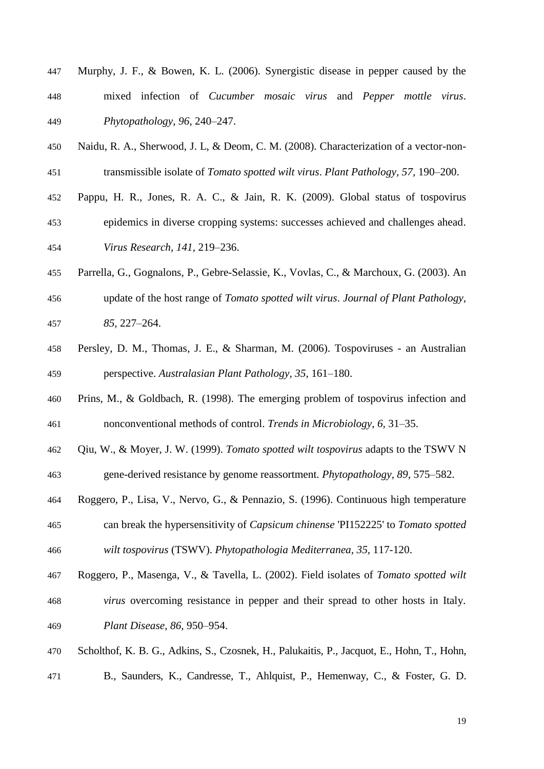Murphy, J. F., & Bowen, K. L. (2006). Synergistic disease in pepper caused by the mixed infection of *Cucumber mosaic virus* and *Pepper mottle virus*. *Phytopathology, 96*, 240–247.

Naidu, R. A., Sherwood, J. L, & Deom, C. M. (2008). Characterization of a vector-non-transmissible isolate of *Tomato spotted wilt virus*. *Plant Pathology, 57*, 190–200.

Pappu, H. R., Jones, R. A. C., & Jain, R. K. (2009). Global status of tospovirus epidemics in diverse cropping systems: successes achieved and challenges ahead. *Virus Research, 141*, 219–236.

Parrella, G., Gognalons, P., Gebre-Selassie, K., Vovlas, C., & Marchoux, G. (2003). An update of the host range of *Tomato spotted wilt virus*. *Journal of Plant Pathology, 85*, 227–264.

Persley, D. M., Thomas, J. E., & Sharman, M. (2006). Tospoviruses - an Australian perspective. *Australasian Plant Pathology, 35*, 161–180.

Prins, M., & Goldbach, R. (1998). The emerging problem of tospovirus infection and nonconventional methods of control. *Trends in Microbiology, 6*, 31–35.

Qiu, W., & Moyer, J. W. (1999). *Tomato spotted wilt tospovirus* adapts to the TSWV N gene-derived resistance by genome reassortment. *Phytopathology, 89*, 575–582.

Roggero, P., Lisa, V., Nervo, G., & Pennazio, S. (1996). Continuous high temperature can break the hypersensitivity of *Capsicum chinense* 'PI152225' to *Tomato spotted wilt tospovirus* (TSWV). *Phytopathologia Mediterranea, 35*, 117-120.

Roggero, P., Masenga, V., & Tavella, L. (2002). Field isolates of *Tomato spotted wilt virus* overcoming resistance in pepper and their spread to other hosts in Italy. *Plant Disease, 86*, 950–954.

Scholthof, K. B. G., Adkins, S., Czosnek, H., Palukaitis, P., Jacquot, E., Hohn, T., Hohn, B., Saunders, K., Candresse, T., Ahlquist, P., Hemenway, C., & Foster, G. D.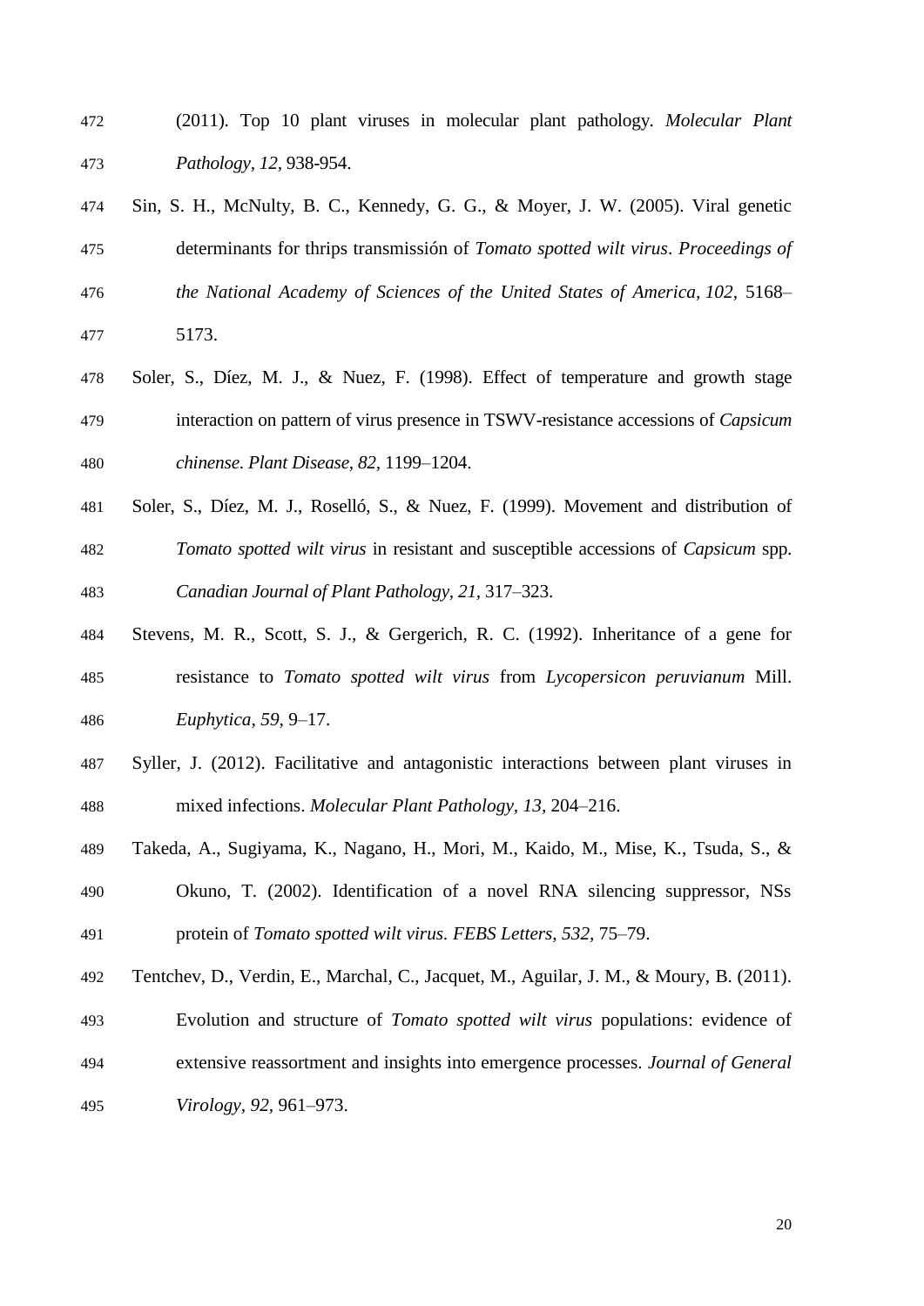(2011). Top 10 plant viruses in molecular plant pathology. *Molecular Plant Pathology, 12*, 938-954.

Sin, S. H., McNulty, B. C., Kennedy, G. G., & Moyer, J. W. (2005). Viral genetic determinants for thrips transmissión of *Tomato spotted wilt virus*. *Proceedings of the National Academy of Sciences of the United States of America, 102*, 5168–5173.

Soler, S., Díez, M. J., & Nuez, F. (1998). Effect of temperature and growth stage interaction on pattern of virus presence in TSWV-resistance accessions of *Capsicum chinense*. *Plant Disease, 82*, 1199–1204.

Soler, S., Díez, M. J., Roselló, S., & Nuez, F. (1999). Movement and distribution of *Tomato spotted wilt virus* in resistant and susceptible accessions of *Capsicum* spp. *Canadian Journal of Plant Pathology, 21*, 317–323.

Stevens, M. R., Scott, S. J., & Gergerich, R. C. (1992). Inheritance of a gene for resistance to *Tomato spotted wilt virus* from *Lycopersicon peruvianum* Mill. *Euphytica, 59*, 9–17.

Syller, J. (2012). Facilitative and antagonistic interactions between plant viruses in mixed infections. *Molecular Plant Pathology, 13*, 204–216.

Takeda, A., Sugiyama, K., Nagano, H., Mori, M., Kaido, M., Mise, K., Tsuda, S., & Okuno, T. (2002). Identification of a novel RNA silencing suppressor, NSs protein of *Tomato spotted wilt virus*. *FEBS Letters, 532*, 75–79.

Tentchev, D., Verdin, E., Marchal, C., Jacquet, M., Aguilar, J. M., & Moury, B. (2011). Evolution and structure of *Tomato spotted wilt virus* populations: evidence of extensive reassortment and insights into emergence processes. *Journal of General Virology, 92*, 961–973.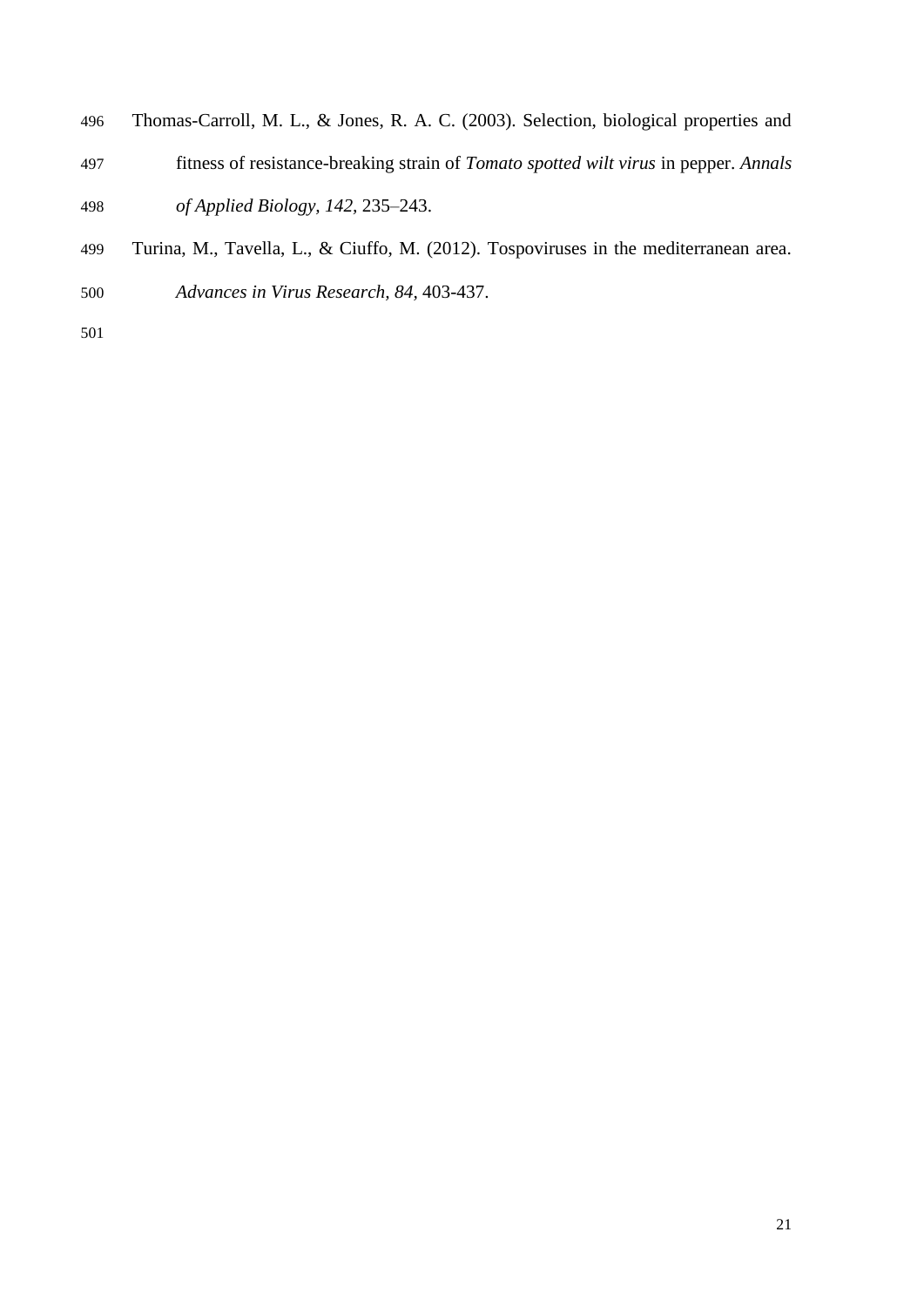Thomas-Carroll, M. L., & Jones, R. A. C. (2003). Selection, biological properties and fitness of resistance-breaking strain of *Tomato spotted wilt virus* in pepper. *Annals of Applied Biology*, *142*, 235–243.

Turina, M., Tavella, L., & Ciuffo, M. (2012). Tospoviruses in the mediterranean area. *Advances in Virus Research*, *84*, 403-437.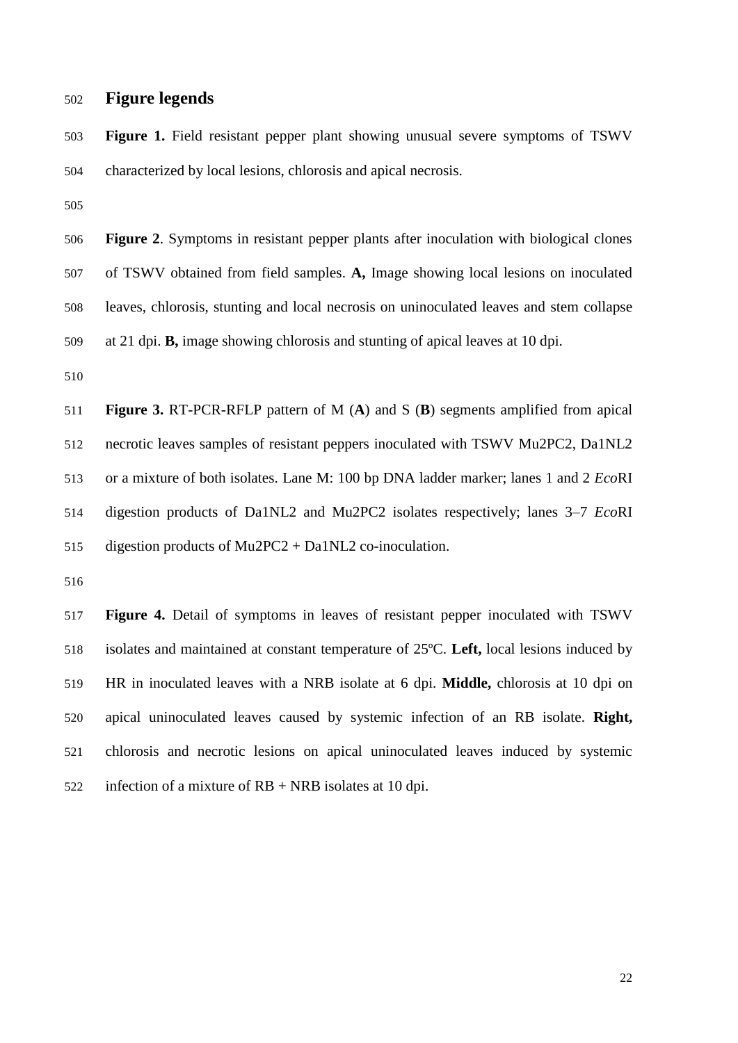## Figure legends

**Figure 1.** Field resistant pepper plant showing unusual severe symptoms of TSWV characterized by local lesions, chlorosis and apical necrosis.

**Figure 2**. Symptoms in resistant pepper plants after inoculation with biological clones of TSWV obtained from field samples. **A,** Image showing local lesions on inoculated leaves, chlorosis, stunting and local necrosis on uninoculated leaves and stem collapse at 21 dpi. **B,** image showing chlorosis and stunting of apical leaves at 10 dpi.

**Figure 3.** RT-PCR-RFLP pattern of M (**A**) and S (**B**) segments amplified from apical necrotic leaves samples of resistant peppers inoculated with TSWV Mu2PC2, Da1NL2 or a mixture of both isolates. Lane M: 100 bp DNA ladder marker; lanes 1 and 2 *Eco*RI digestion products of Da1NL2 and Mu2PC2 isolates respectively; lanes 3–7 *Eco*RI digestion products of Mu2PC2 + Da1NL2 co-inoculation.

**Figure 4.** Detail of symptoms in leaves of resistant pepper inoculated with TSWV isolates and maintained at constant temperature of 25ºC. **Left,** local lesions induced by HR in inoculated leaves with a NRB isolate at 6 dpi. **Middle,** chlorosis at 10 dpi on apical uninoculated leaves caused by systemic infection of an RB isolate. **Right,** chlorosis and necrotic lesions on apical uninoculated leaves induced by systemic infection of a mixture of RB + NRB isolates at 10 dpi.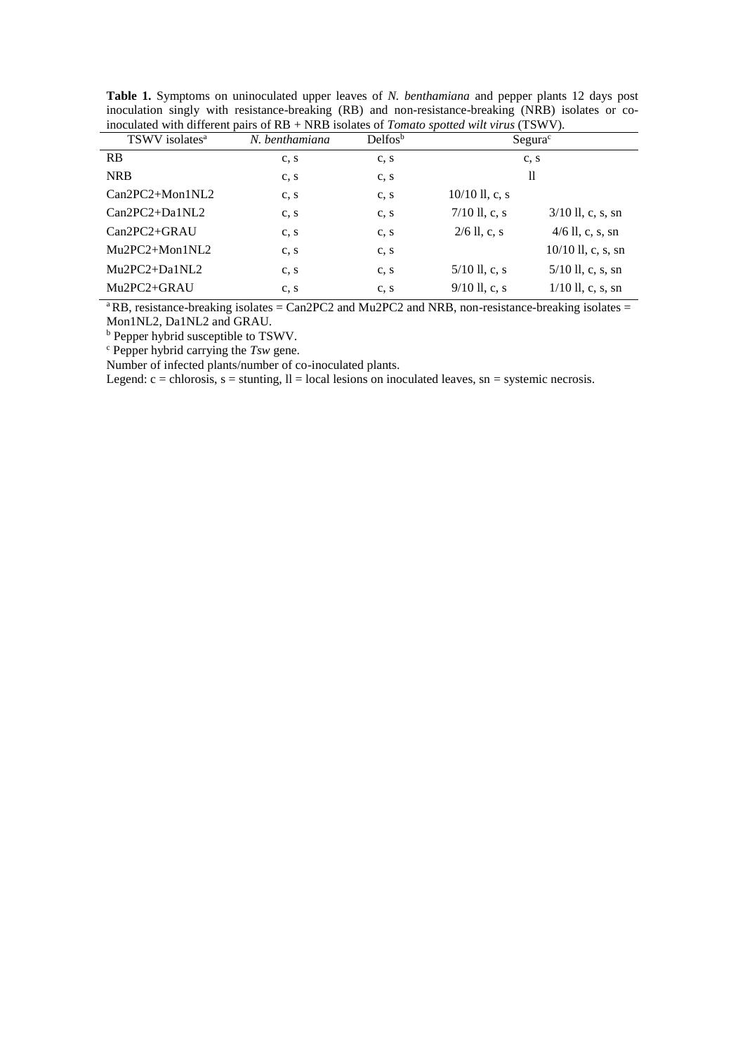**Table 1.** Symptoms on uninoculated upper leaves of *N. benthamiana* and pepper plants 12 days post inoculation singly with resistance-breaking (RB) and non-resistance-breaking (NRB) isolates or co-inoculated with different pairs of RB + NRB isolates of *Tomato spotted wilt virus* (TSWV).

| TSWV isolates[a] | *N. benthamiana* | Delfos[b] | Segura[c] | |
|---|---|---|---|---|
| RB | c, s | c, s | c, s | |
| NRB | c, s | c, s | ll | |
| Can2PC2+Mon1NL2 | c, s | c, s | 10/10 ll, c, s | |
| Can2PC2+Da1NL2 | c, s | c, s | 7/10 ll, c, s | 3/10 ll, c, s, sn |
| Can2PC2+GRAU | c, s | c, s | 2/6 ll, c, s | 4/6 ll, c, s, sn |
| Mu2PC2+Mon1NL2 | c, s | c, s | | 10/10 ll, c, s, sn |
| Mu2PC2+Da1NL2 | c, s | c, s | 5/10 ll, c, s | 5/10 ll, c, s, sn |
| Mu2PC2+GRAU | c, s | c, s | 9/10 ll, c, s | 1/10 ll, c, s, sn |

[a] RB, resistance-breaking isolates = Can2PC2 and Mu2PC2 and NRB, non-resistance-breaking isolates = Mon1NL2, Da1NL2 and GRAU.

[b] Pepper hybrid susceptible to TSWV.

[c] Pepper hybrid carrying the *Tsw* gene.

Number of infected plants/number of co-inoculated plants.

Legend: c = chlorosis, s = stunting, ll = local lesions on inoculated leaves, sn = systemic necrosis.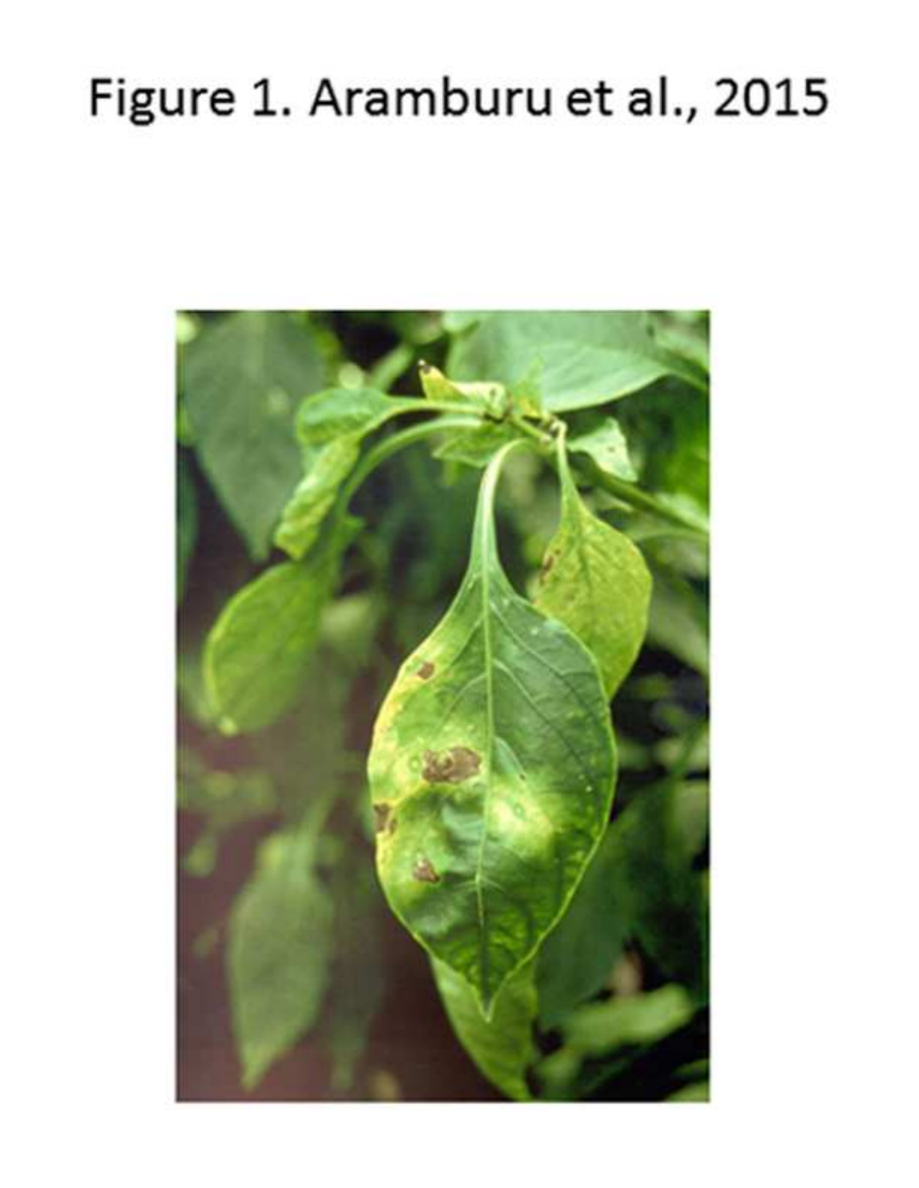Figure 1. Aramburu et al., 2015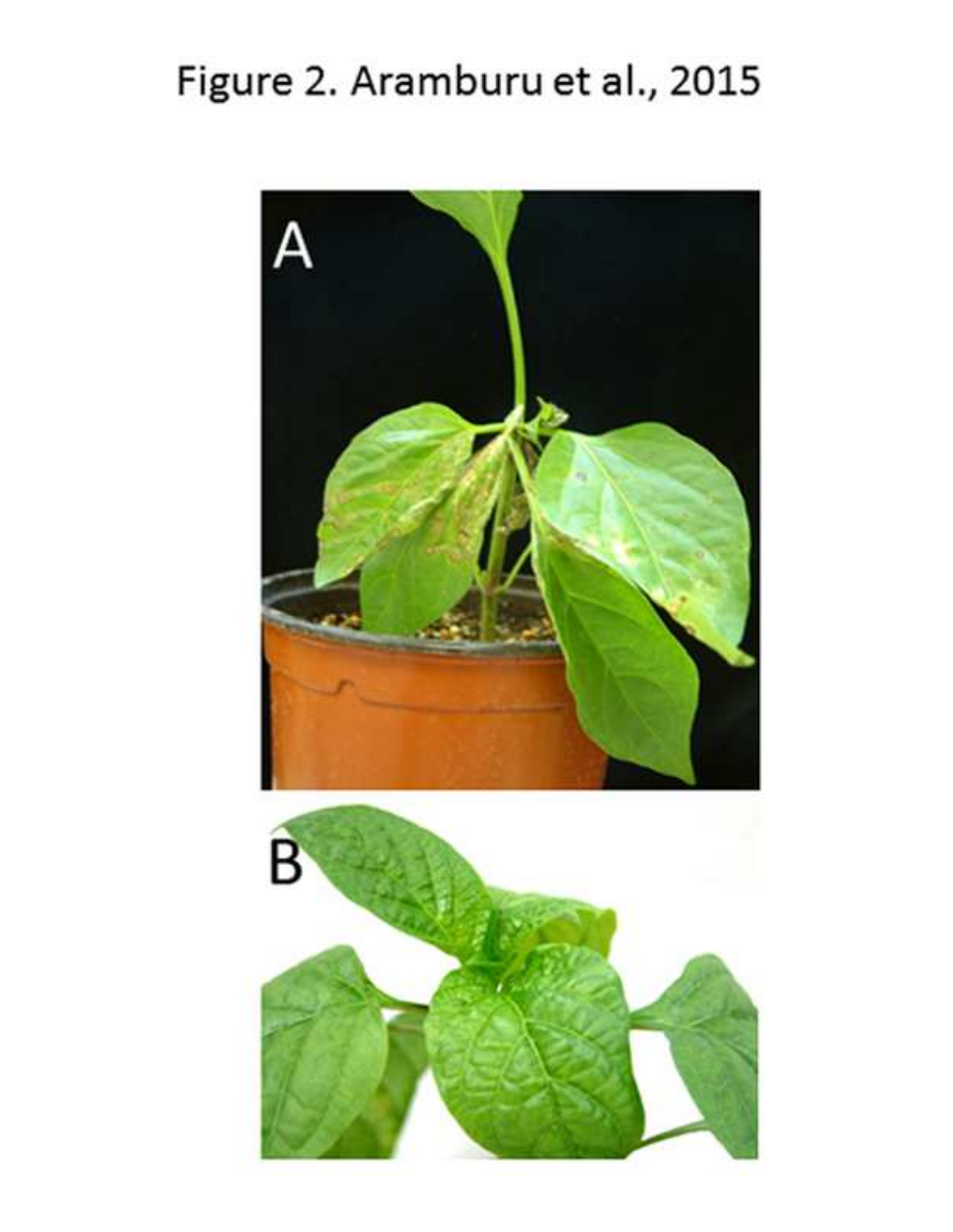Figure 2. Aramburu et al., 2015

A

B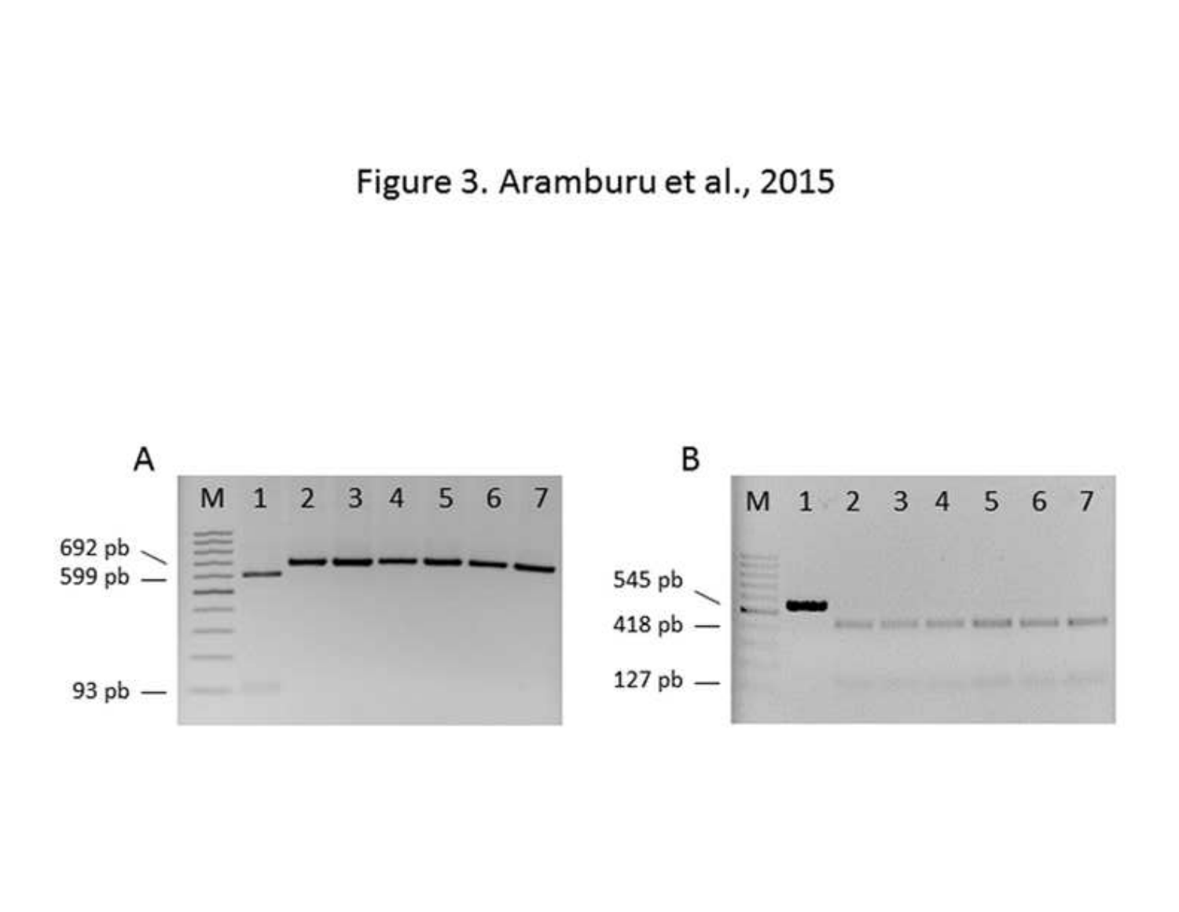Figure 3. Aramburu et al., 2015

A

| M | 1 | 2 | 3 | 4 | 5 | 6 | 7 |
|---|---|---|---|---|---|---|---|

692 pb

599 pb

93 pb

B

| M | 1 | 2 | 3 | 4 | 5 | 6 | 7 |
|---|---|---|---|---|---|---|---|

545 pb

418 pb

127 pb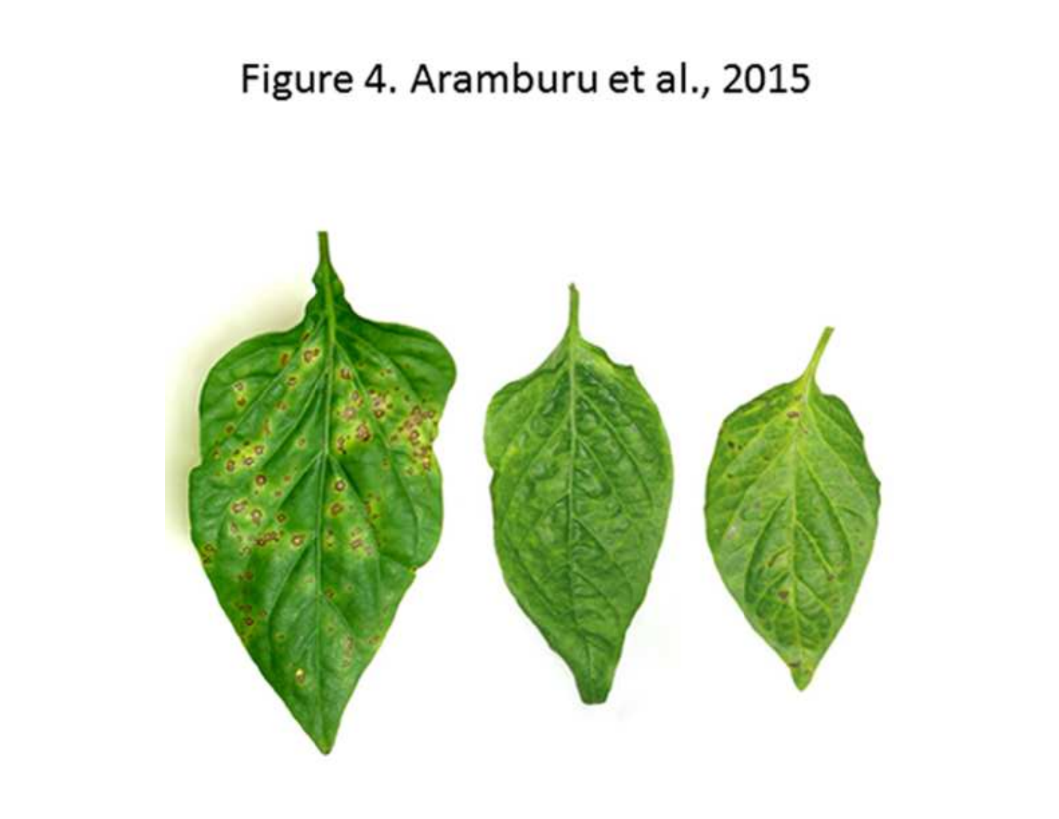Figure 4. Aramburu et al., 2015